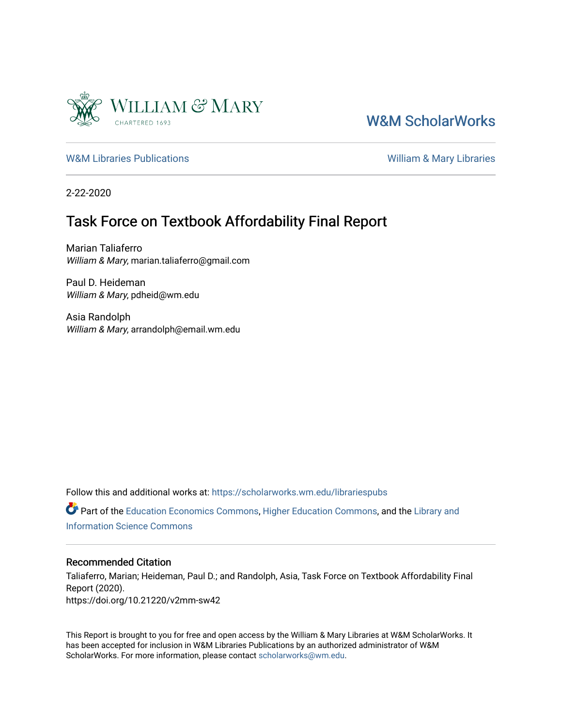William & Mary

CHARTERED 1693

W&M ScholarWorks

W&M Libraries Publications | William & Mary Libraries

2-22-2020

# Task Force on Textbook Affordability Final Report

Marian Taliaferro
*William & Mary*, marian.taliaferro@gmail.com

Paul D. Heideman
*William & Mary*, pdheid@wm.edu

Asia Randolph
*William & Mary*, arrandolph@email.wm.edu

Follow this and additional works at: https://scholarworks.wm.edu/librariespubs

Part of the Education Economics Commons, Higher Education Commons, and the Library and Information Science Commons

## Recommended Citation

Taliaferro, Marian; Heideman, Paul D.; and Randolph, Asia, Task Force on Textbook Affordability Final Report (2020).
https://doi.org/10.21220/v2mm-sw42

This Report is brought to you for free and open access by the William & Mary Libraries at W&M ScholarWorks. It has been accepted for inclusion in W&M Libraries Publications by an authorized administrator of W&M ScholarWorks. For more information, please contact scholarworks@wm.edu.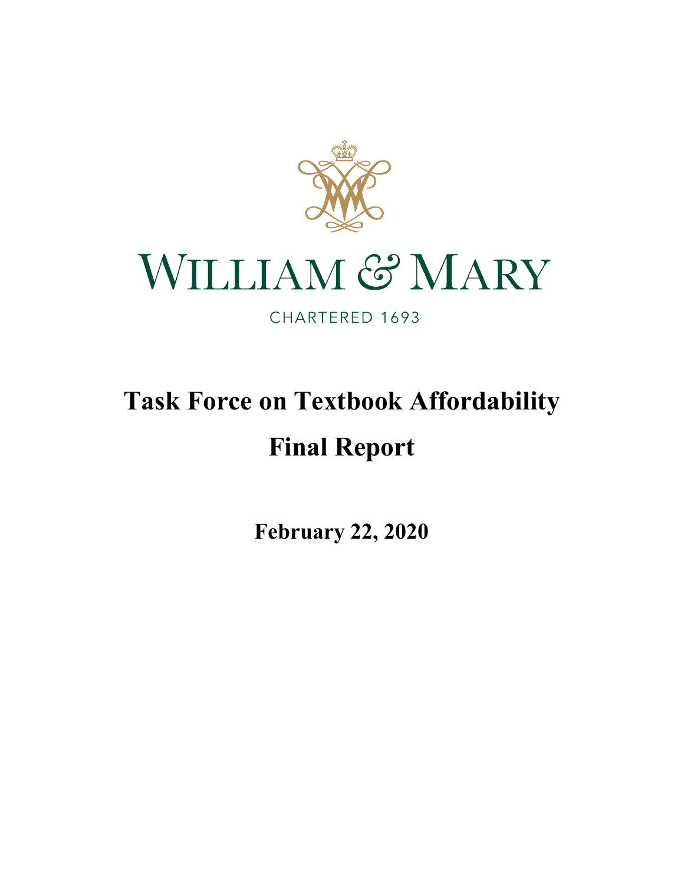WILLIAM & MARY

CHARTERED 1693

# Task Force on Textbook Affordability

# Final Report

**February 22, 2020**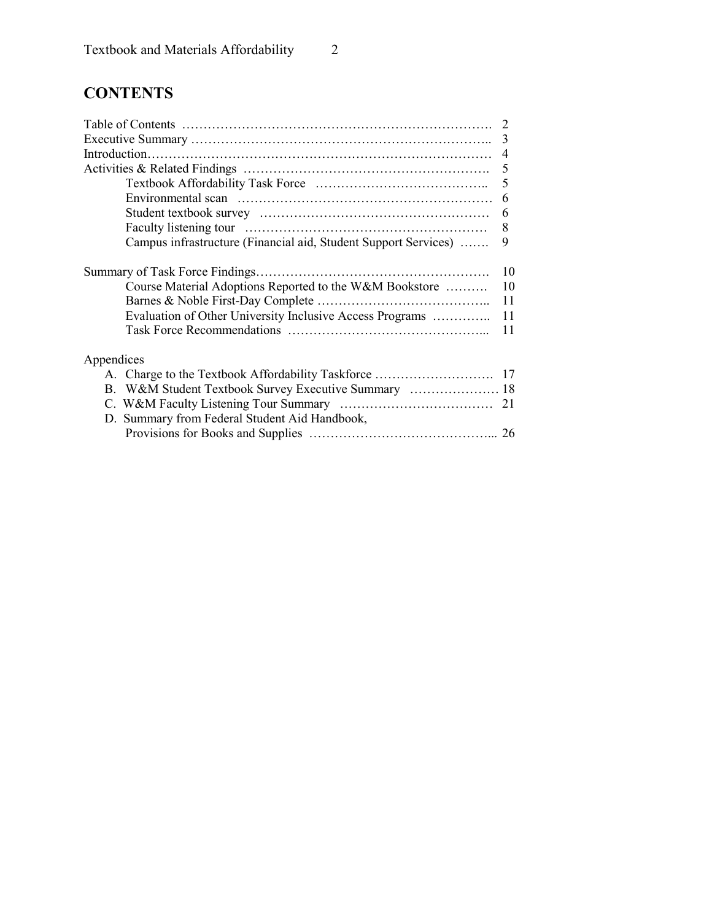# CONTENTS

| | |
|---|---|
| Table of Contents | 2 |
| Executive Summary | 3 |
| Introduction | 4 |
| Activities & Related Findings | 5 |
| Textbook Affordability Task Force | 5 |
| Environmental scan | 6 |
| Student textbook survey | 6 |
| Faculty listening tour | 8 |
| Campus infrastructure (Financial aid, Student Support Services) | 9 |
| Summary of Task Force Findings | 10 |
| Course Material Adoptions Reported to the W&M Bookstore | 10 |
| Barnes & Noble First-Day Complete | 11 |
| Evaluation of Other University Inclusive Access Programs | 11 |
| Task Force Recommendations | 11 |

Appendices

| | |
|---|---|
| A. Charge to the Textbook Affordability Taskforce | 17 |
| B. W&M Student Textbook Survey Executive Summary | 18 |
| C. W&M Faculty Listening Tour Summary | 21 |
| D. Summary from Federal Student Aid Handbook, Provisions for Books and Supplies | 26 |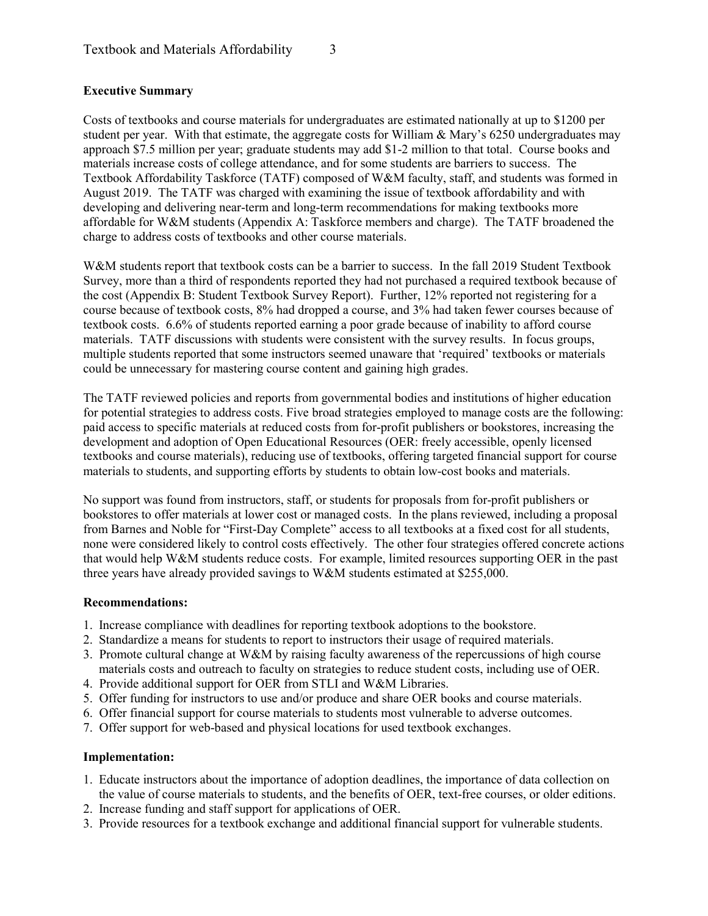## Executive Summary

Costs of textbooks and course materials for undergraduates are estimated nationally at up to $1200 per student per year. With that estimate, the aggregate costs for William & Mary's 6250 undergraduates may approach $7.5 million per year; graduate students may add $1-2 million to that total. Course books and materials increase costs of college attendance, and for some students are barriers to success. The Textbook Affordability Taskforce (TATF) composed of W&M faculty, staff, and students was formed in August 2019. The TATF was charged with examining the issue of textbook affordability and with developing and delivering near-term and long-term recommendations for making textbooks more affordable for W&M students (Appendix A: Taskforce members and charge). The TATF broadened the charge to address costs of textbooks and other course materials.

W&M students report that textbook costs can be a barrier to success. In the fall 2019 Student Textbook Survey, more than a third of respondents reported they had not purchased a required textbook because of the cost (Appendix B: Student Textbook Survey Report). Further, 12% reported not registering for a course because of textbook costs, 8% had dropped a course, and 3% had taken fewer courses because of textbook costs. 6.6% of students reported earning a poor grade because of inability to afford course materials. TATF discussions with students were consistent with the survey results. In focus groups, multiple students reported that some instructors seemed unaware that 'required' textbooks or materials could be unnecessary for mastering course content and gaining high grades.

The TATF reviewed policies and reports from governmental bodies and institutions of higher education for potential strategies to address costs. Five broad strategies employed to manage costs are the following: paid access to specific materials at reduced costs from for-profit publishers or bookstores, increasing the development and adoption of Open Educational Resources (OER: freely accessible, openly licensed textbooks and course materials), reducing use of textbooks, offering targeted financial support for course materials to students, and supporting efforts by students to obtain low-cost books and materials.

No support was found from instructors, staff, or students for proposals from for-profit publishers or bookstores to offer materials at lower cost or managed costs. In the plans reviewed, including a proposal from Barnes and Noble for "First-Day Complete" access to all textbooks at a fixed cost for all students, none were considered likely to control costs effectively. The other four strategies offered concrete actions that would help W&M students reduce costs. For example, limited resources supporting OER in the past three years have already provided savings to W&M students estimated at $255,000.

**Recommendations:**

1. Increase compliance with deadlines for reporting textbook adoptions to the bookstore.
2. Standardize a means for students to report to instructors their usage of required materials.
3. Promote cultural change at W&M by raising faculty awareness of the repercussions of high course materials costs and outreach to faculty on strategies to reduce student costs, including use of OER.
4. Provide additional support for OER from STLI and W&M Libraries.
5. Offer funding for instructors to use and/or produce and share OER books and course materials.
6. Offer financial support for course materials to students most vulnerable to adverse outcomes.
7. Offer support for web-based and physical locations for used textbook exchanges.

**Implementation:**

1. Educate instructors about the importance of adoption deadlines, the importance of data collection on the value of course materials to students, and the benefits of OER, text-free courses, or older editions.
2. Increase funding and staff support for applications of OER.
3. Provide resources for a textbook exchange and additional financial support for vulnerable students.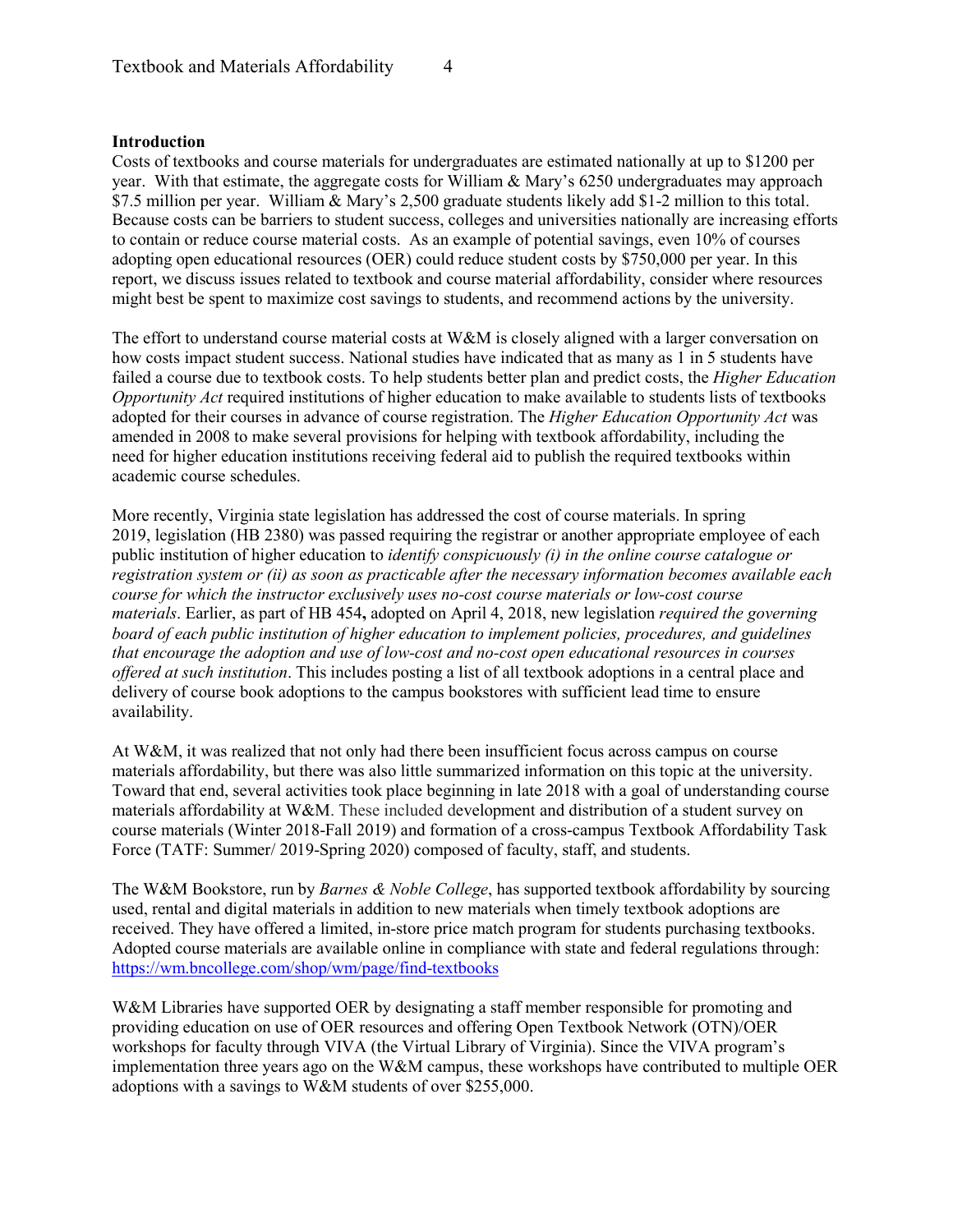**Introduction**

Costs of textbooks and course materials for undergraduates are estimated nationally at up to $1200 per year. With that estimate, the aggregate costs for William & Mary's 6250 undergraduates may approach $7.5 million per year. William & Mary's 2,500 graduate students likely add $1-2 million to this total. Because costs can be barriers to student success, colleges and universities nationally are increasing efforts to contain or reduce course material costs. As an example of potential savings, even 10% of courses adopting open educational resources (OER) could reduce student costs by $750,000 per year. In this report, we discuss issues related to textbook and course material affordability, consider where resources might best be spent to maximize cost savings to students, and recommend actions by the university.

The effort to understand course material costs at W&M is closely aligned with a larger conversation on how costs impact student success. National studies have indicated that as many as 1 in 5 students have failed a course due to textbook costs. To help students better plan and predict costs, the *Higher Education Opportunity Act* required institutions of higher education to make available to students lists of textbooks adopted for their courses in advance of course registration. The *Higher Education Opportunity Act* was amended in 2008 to make several provisions for helping with textbook affordability, including the need for higher education institutions receiving federal aid to publish the required textbooks within academic course schedules.

More recently, Virginia state legislation has addressed the cost of course materials. In spring 2019, legislation (HB 2380) was passed requiring the registrar or another appropriate employee of each public institution of higher education to *identify conspicuously (i) in the online course catalogue or registration system or (ii) as soon as practicable after the necessary information becomes available each course for which the instructor exclusively uses no-cost course materials or low-cost course materials*. Earlier, as part of HB 454**,** adopted on April 4, 2018, new legislation *required the governing board of each public institution of higher education to implement policies, procedures, and guidelines that encourage the adoption and use of low-cost and no-cost open educational resources in courses offered at such institution*. This includes posting a list of all textbook adoptions in a central place and delivery of course book adoptions to the campus bookstores with sufficient lead time to ensure availability.

At W&M, it was realized that not only had there been insufficient focus across campus on course materials affordability, but there was also little summarized information on this topic at the university. Toward that end, several activities took place beginning in late 2018 with a goal of understanding course materials affordability at W&M. These included development and distribution of a student survey on course materials (Winter 2018-Fall 2019) and formation of a cross-campus Textbook Affordability Task Force (TATF: Summer/ 2019-Spring 2020) composed of faculty, staff, and students.

The W&M Bookstore, run by *Barnes & Noble College*, has supported textbook affordability by sourcing used, rental and digital materials in addition to new materials when timely textbook adoptions are received. They have offered a limited, in-store price match program for students purchasing textbooks. Adopted course materials are available online in compliance with state and federal regulations through: https://wm.bncollege.com/shop/wm/page/find-textbooks

W&M Libraries have supported OER by designating a staff member responsible for promoting and providing education on use of OER resources and offering Open Textbook Network (OTN)/OER workshops for faculty through VIVA (the Virtual Library of Virginia). Since the VIVA program's implementation three years ago on the W&M campus, these workshops have contributed to multiple OER adoptions with a savings to W&M students of over $255,000.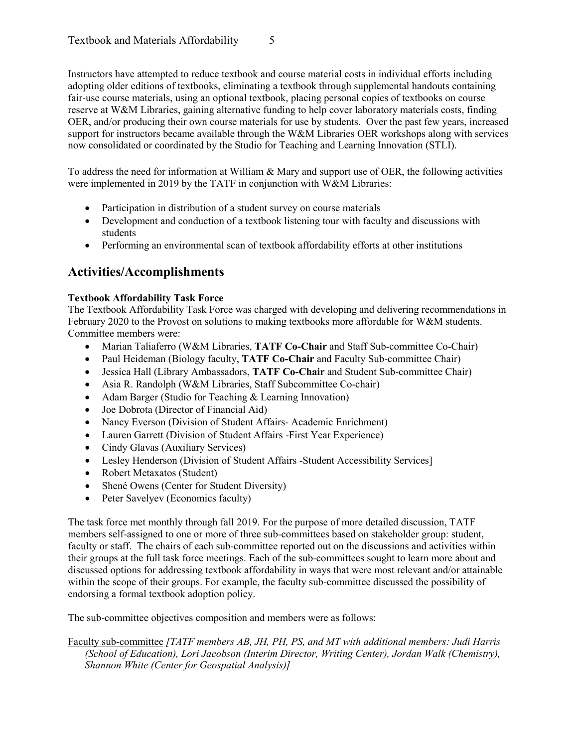Instructors have attempted to reduce textbook and course material costs in individual efforts including adopting older editions of textbooks, eliminating a textbook through supplemental handouts containing fair-use course materials, using an optional textbook, placing personal copies of textbooks on course reserve at W&M Libraries, gaining alternative funding to help cover laboratory materials costs, finding OER, and/or producing their own course materials for use by students. Over the past few years, increased support for instructors became available through the W&M Libraries OER workshops along with services now consolidated or coordinated by the Studio for Teaching and Learning Innovation (STLI).

To address the need for information at William & Mary and support use of OER, the following activities were implemented in 2019 by the TATF in conjunction with W&M Libraries:

- Participation in distribution of a student survey on course materials
- Development and conduction of a textbook listening tour with faculty and discussions with students
- Performing an environmental scan of textbook affordability efforts at other institutions

## Activities/Accomplishments

**Textbook Affordability Task Force**

The Textbook Affordability Task Force was charged with developing and delivering recommendations in February 2020 to the Provost on solutions to making textbooks more affordable for W&M students. Committee members were:

- Marian Taliaferro (W&M Libraries, **TATF Co-Chair** and Staff Sub-committee Co-Chair)
- Paul Heideman (Biology faculty, **TATF Co-Chair** and Faculty Sub-committee Chair)
- Jessica Hall (Library Ambassadors, **TATF Co-Chair** and Student Sub-committee Chair)
- Asia R. Randolph (W&M Libraries, Staff Subcommittee Co-chair)
- Adam Barger (Studio for Teaching & Learning Innovation)
- Joe Dobrota (Director of Financial Aid)
- Nancy Everson (Division of Student Affairs- Academic Enrichment)
- Lauren Garrett (Division of Student Affairs -First Year Experience)
- Cindy Glavas (Auxiliary Services)
- Lesley Henderson (Division of Student Affairs -Student Accessibility Services]
- Robert Metaxatos (Student)
- Shené Owens (Center for Student Diversity)
- Peter Savelyev (Economics faculty)

The task force met monthly through fall 2019. For the purpose of more detailed discussion, TATF members self-assigned to one or more of three sub-committees based on stakeholder group: student, faculty or staff. The chairs of each sub-committee reported out on the discussions and activities within their groups at the full task force meetings. Each of the sub-committees sought to learn more about and discussed options for addressing textbook affordability in ways that were most relevant and/or attainable within the scope of their groups. For example, the faculty sub-committee discussed the possibility of endorsing a formal textbook adoption policy.

The sub-committee objectives composition and members were as follows:

Faculty sub-committee *[TATF members AB, JH, PH, PS, and MT with additional members: Judi Harris (School of Education), Lori Jacobson (Interim Director, Writing Center), Jordan Walk (Chemistry), Shannon White (Center for Geospatial Analysis)]*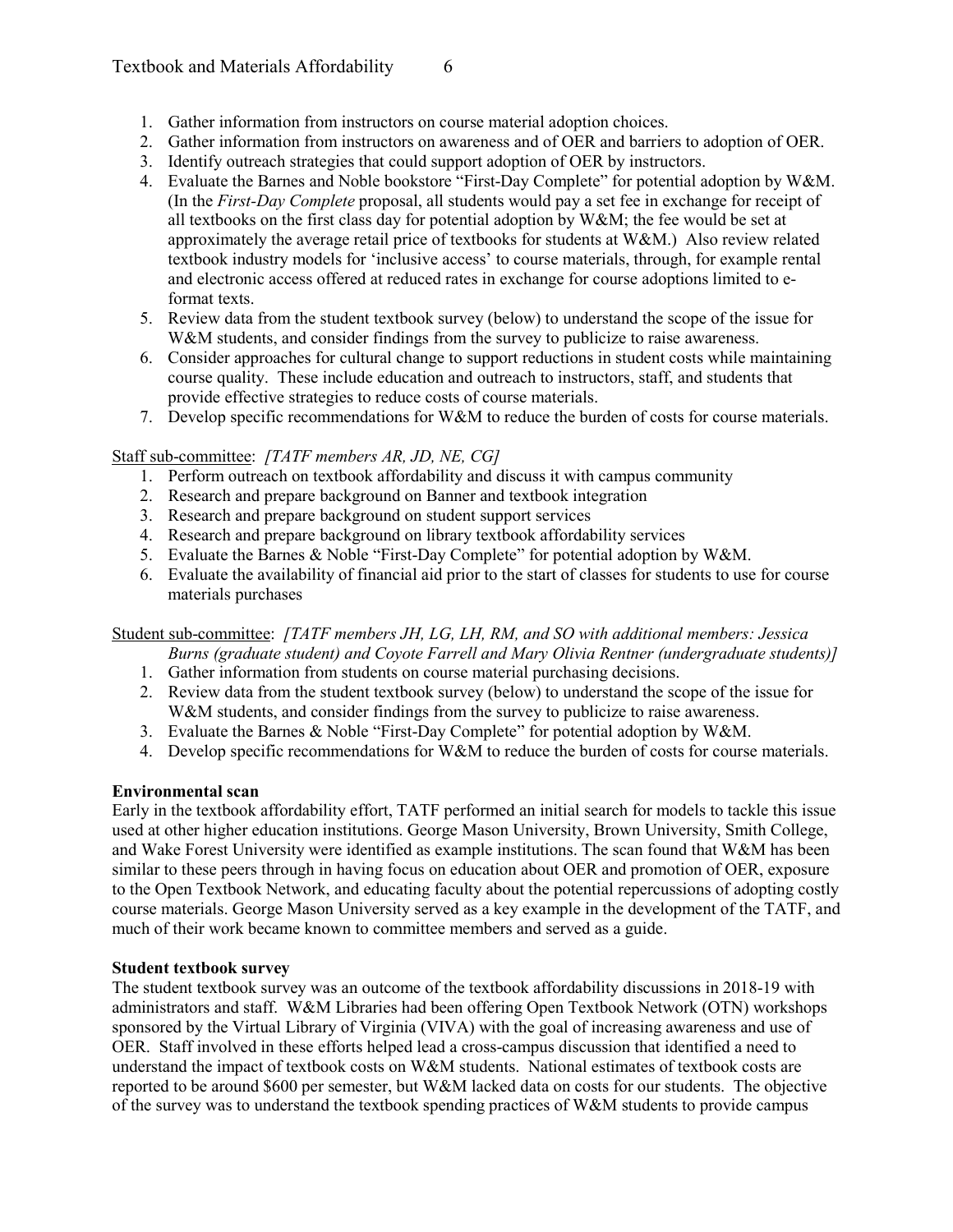1. Gather information from instructors on course material adoption choices.
2. Gather information from instructors on awareness and of OER and barriers to adoption of OER.
3. Identify outreach strategies that could support adoption of OER by instructors.
4. Evaluate the Barnes and Noble bookstore "First-Day Complete" for potential adoption by W&M. (In the *First-Day Complete* proposal, all students would pay a set fee in exchange for receipt of all textbooks on the first class day for potential adoption by W&M; the fee would be set at approximately the average retail price of textbooks for students at W&M.) Also review related textbook industry models for 'inclusive access' to course materials, through, for example rental and electronic access offered at reduced rates in exchange for course adoptions limited to e-format texts.
5. Review data from the student textbook survey (below) to understand the scope of the issue for W&M students, and consider findings from the survey to publicize to raise awareness.
6. Consider approaches for cultural change to support reductions in student costs while maintaining course quality. These include education and outreach to instructors, staff, and students that provide effective strategies to reduce costs of course materials.
7. Develop specific recommendations for W&M to reduce the burden of costs for course materials.

<u>Staff sub-committee</u>: *[TATF members AR, JD, NE, CG]*

1. Perform outreach on textbook affordability and discuss it with campus community
2. Research and prepare background on Banner and textbook integration
3. Research and prepare background on student support services
4. Research and prepare background on library textbook affordability services
5. Evaluate the Barnes & Noble "First-Day Complete" for potential adoption by W&M.
6. Evaluate the availability of financial aid prior to the start of classes for students to use for course materials purchases

<u>Student sub-committee</u>: *[TATF members JH, LG, LH, RM, and SO with additional members: Jessica Burns (graduate student) and Coyote Farrell and Mary Olivia Rentner (undergraduate students)]*

1. Gather information from students on course material purchasing decisions.
2. Review data from the student textbook survey (below) to understand the scope of the issue for W&M students, and consider findings from the survey to publicize to raise awareness.
3. Evaluate the Barnes & Noble "First-Day Complete" for potential adoption by W&M.
4. Develop specific recommendations for W&M to reduce the burden of costs for course materials.

**Environmental scan**

Early in the textbook affordability effort, TATF performed an initial search for models to tackle this issue used at other higher education institutions. George Mason University, Brown University, Smith College, and Wake Forest University were identified as example institutions. The scan found that W&M has been similar to these peers through in having focus on education about OER and promotion of OER, exposure to the Open Textbook Network, and educating faculty about the potential repercussions of adopting costly course materials. George Mason University served as a key example in the development of the TATF, and much of their work became known to committee members and served as a guide.

**Student textbook survey**

The student textbook survey was an outcome of the textbook affordability discussions in 2018-19 with administrators and staff. W&M Libraries had been offering Open Textbook Network (OTN) workshops sponsored by the Virtual Library of Virginia (VIVA) with the goal of increasing awareness and use of OER. Staff involved in these efforts helped lead a cross-campus discussion that identified a need to understand the impact of textbook costs on W&M students. National estimates of textbook costs are reported to be around $600 per semester, but W&M lacked data on costs for our students. The objective of the survey was to understand the textbook spending practices of W&M students to provide campus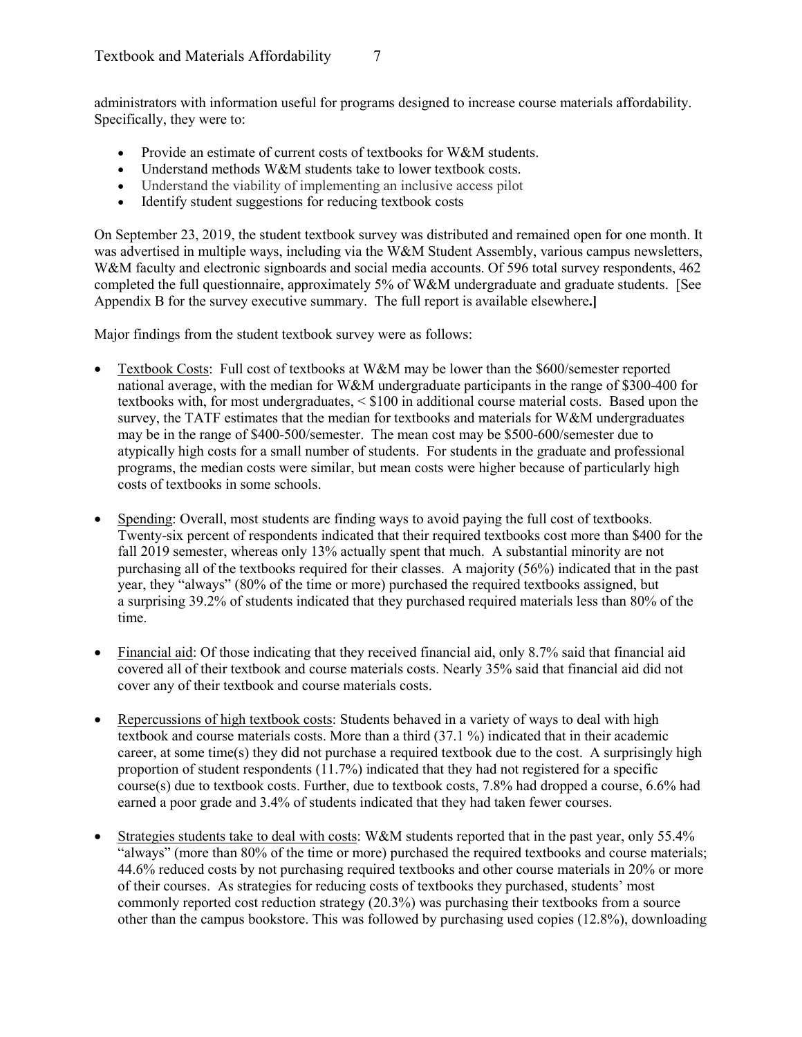administrators with information useful for programs designed to increase course materials affordability. Specifically, they were to:

- Provide an estimate of current costs of textbooks for W&M students.
- Understand methods W&M students take to lower textbook costs.
- Understand the viability of implementing an inclusive access pilot
- Identify student suggestions for reducing textbook costs

On September 23, 2019, the student textbook survey was distributed and remained open for one month. It was advertised in multiple ways, including via the W&M Student Assembly, various campus newsletters, W&M faculty and electronic signboards and social media accounts. Of 596 total survey respondents, 462 completed the full questionnaire, approximately 5% of W&M undergraduate and graduate students. [See Appendix B for the survey executive summary. The full report is available elsewhere.**]**

Major findings from the student textbook survey were as follows:

- Textbook Costs: Full cost of textbooks at W&M may be lower than the $600/semester reported national average, with the median for W&M undergraduate participants in the range of $300-400 for textbooks with, for most undergraduates, < $100 in additional course material costs. Based upon the survey, the TATF estimates that the median for textbooks and materials for W&M undergraduates may be in the range of $400-500/semester. The mean cost may be $500-600/semester due to atypically high costs for a small number of students. For students in the graduate and professional programs, the median costs were similar, but mean costs were higher because of particularly high costs of textbooks in some schools.

- Spending: Overall, most students are finding ways to avoid paying the full cost of textbooks. Twenty-six percent of respondents indicated that their required textbooks cost more than $400 for the fall 2019 semester, whereas only 13% actually spent that much. A substantial minority are not purchasing all of the textbooks required for their classes. A majority (56%) indicated that in the past year, they "always" (80% of the time or more) purchased the required textbooks assigned, but a surprising 39.2% of students indicated that they purchased required materials less than 80% of the time.

- Financial aid: Of those indicating that they received financial aid, only 8.7% said that financial aid covered all of their textbook and course materials costs. Nearly 35% said that financial aid did not cover any of their textbook and course materials costs.

- Repercussions of high textbook costs: Students behaved in a variety of ways to deal with high textbook and course materials costs. More than a third (37.1 %) indicated that in their academic career, at some time(s) they did not purchase a required textbook due to the cost. A surprisingly high proportion of student respondents (11.7%) indicated that they had not registered for a specific course(s) due to textbook costs. Further, due to textbook costs, 7.8% had dropped a course, 6.6% had earned a poor grade and 3.4% of students indicated that they had taken fewer courses.

- Strategies students take to deal with costs: W&M students reported that in the past year, only 55.4% "always" (more than 80% of the time or more) purchased the required textbooks and course materials; 44.6% reduced costs by not purchasing required textbooks and other course materials in 20% or more of their courses. As strategies for reducing costs of textbooks they purchased, students' most commonly reported cost reduction strategy (20.3%) was purchasing their textbooks from a source other than the campus bookstore. This was followed by purchasing used copies (12.8%), downloading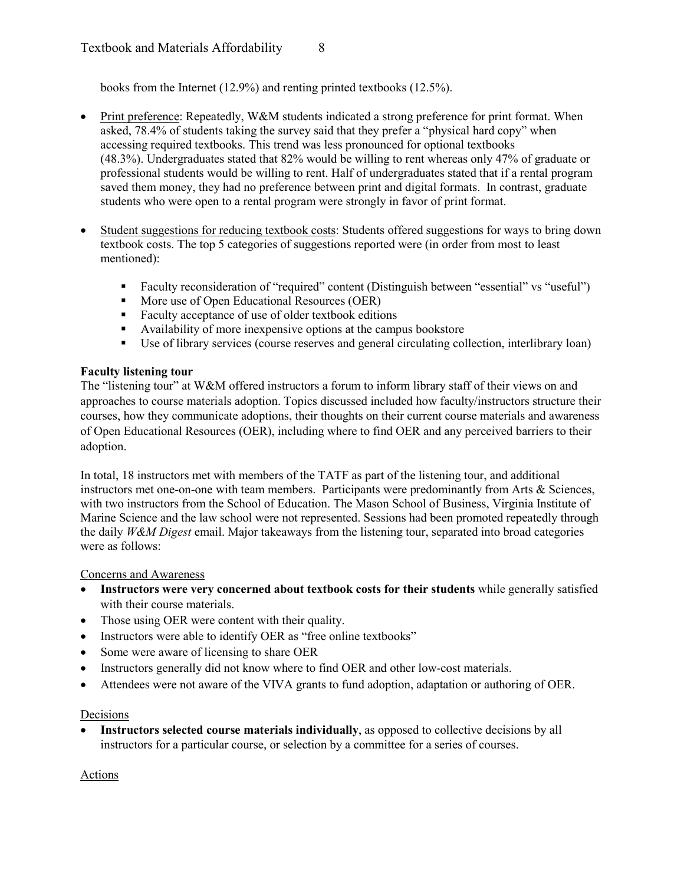books from the Internet (12.9%) and renting printed textbooks (12.5%).

- <u>Print preference</u>: Repeatedly, W&M students indicated a strong preference for print format. When asked, 78.4% of students taking the survey said that they prefer a "physical hard copy" when accessing required textbooks. This trend was less pronounced for optional textbooks (48.3%). Undergraduates stated that 82% would be willing to rent whereas only 47% of graduate or professional students would be willing to rent. Half of undergraduates stated that if a rental program saved them money, they had no preference between print and digital formats. In contrast, graduate students who were open to a rental program were strongly in favor of print format.

- <u>Student suggestions for reducing textbook costs</u>: Students offered suggestions for ways to bring down textbook costs. The top 5 categories of suggestions reported were (in order from most to least mentioned):
    - Faculty reconsideration of "required" content (Distinguish between "essential" vs "useful")
    - More use of Open Educational Resources (OER)
    - Faculty acceptance of use of older textbook editions
    - Availability of more inexpensive options at the campus bookstore
    - Use of library services (course reserves and general circulating collection, interlibrary loan)

**Faculty listening tour**

The "listening tour" at W&M offered instructors a forum to inform library staff of their views on and approaches to course materials adoption. Topics discussed included how faculty/instructors structure their courses, how they communicate adoptions, their thoughts on their current course materials and awareness of Open Educational Resources (OER), including where to find OER and any perceived barriers to their adoption.

In total, 18 instructors met with members of the TATF as part of the listening tour, and additional instructors met one-on-one with team members. Participants were predominantly from Arts & Sciences, with two instructors from the School of Education. The Mason School of Business, Virginia Institute of Marine Science and the law school were not represented. Sessions had been promoted repeatedly through the daily *W&M Digest* email. Major takeaways from the listening tour, separated into broad categories were as follows:

<u>Concerns and Awareness</u>

- **Instructors were very concerned about textbook costs for their students** while generally satisfied with their course materials.
- Those using OER were content with their quality.
- Instructors were able to identify OER as "free online textbooks"
- Some were aware of licensing to share OER
- Instructors generally did not know where to find OER and other low-cost materials.
- Attendees were not aware of the VIVA grants to fund adoption, adaptation or authoring of OER.

<u>Decisions</u>

- **Instructors selected course materials individually**, as opposed to collective decisions by all instructors for a particular course, or selection by a committee for a series of courses.

<u>Actions</u>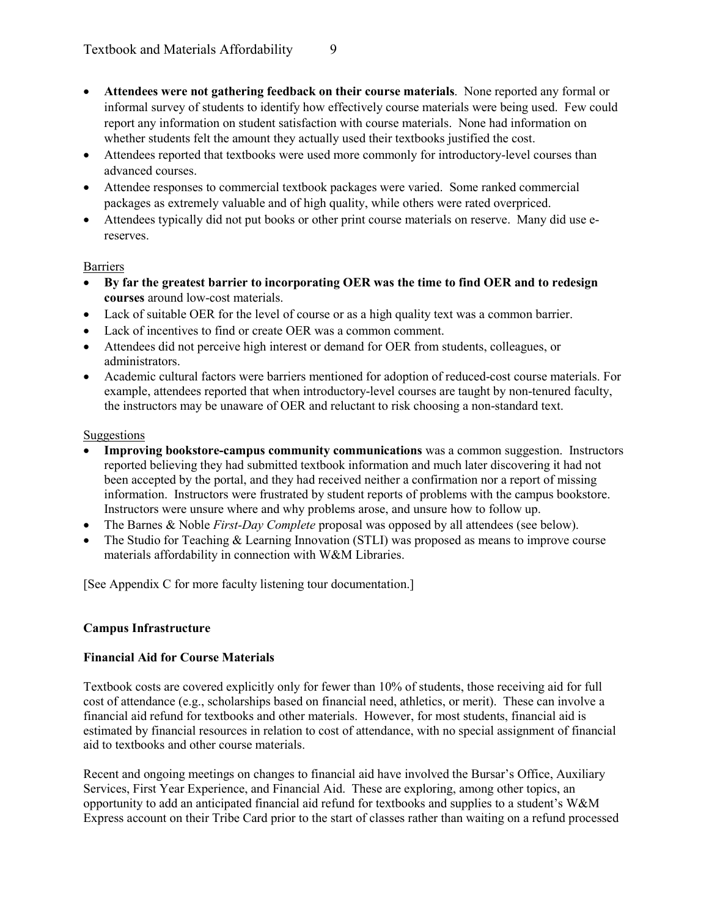- **Attendees were not gathering feedback on their course materials**. None reported any formal or informal survey of students to identify how effectively course materials were being used. Few could report any information on student satisfaction with course materials. None had information on whether students felt the amount they actually used their textbooks justified the cost.
- Attendees reported that textbooks were used more commonly for introductory-level courses than advanced courses.
- Attendee responses to commercial textbook packages were varied. Some ranked commercial packages as extremely valuable and of high quality, while others were rated overpriced.
- Attendees typically did not put books or other print course materials on reserve. Many did use e-reserves.

Barriers

- **By far the greatest barrier to incorporating OER was the time to find OER and to redesign courses** around low-cost materials.
- Lack of suitable OER for the level of course or as a high quality text was a common barrier.
- Lack of incentives to find or create OER was a common comment.
- Attendees did not perceive high interest or demand for OER from students, colleagues, or administrators.
- Academic cultural factors were barriers mentioned for adoption of reduced-cost course materials. For example, attendees reported that when introductory-level courses are taught by non-tenured faculty, the instructors may be unaware of OER and reluctant to risk choosing a non-standard text.

Suggestions

- **Improving bookstore-campus community communications** was a common suggestion. Instructors reported believing they had submitted textbook information and much later discovering it had not been accepted by the portal, and they had received neither a confirmation nor a report of missing information. Instructors were frustrated by student reports of problems with the campus bookstore. Instructors were unsure where and why problems arose, and unsure how to follow up.
- The Barnes & Noble *First-Day Complete* proposal was opposed by all attendees (see below).
- The Studio for Teaching & Learning Innovation (STLI) was proposed as means to improve course materials affordability in connection with W&M Libraries.

[See Appendix C for more faculty listening tour documentation.]

## Campus Infrastructure

### Financial Aid for Course Materials

Textbook costs are covered explicitly only for fewer than 10% of students, those receiving aid for full cost of attendance (e.g., scholarships based on financial need, athletics, or merit). These can involve a financial aid refund for textbooks and other materials. However, for most students, financial aid is estimated by financial resources in relation to cost of attendance, with no special assignment of financial aid to textbooks and other course materials.

Recent and ongoing meetings on changes to financial aid have involved the Bursar's Office, Auxiliary Services, First Year Experience, and Financial Aid. These are exploring, among other topics, an opportunity to add an anticipated financial aid refund for textbooks and supplies to a student's W&M Express account on their Tribe Card prior to the start of classes rather than waiting on a refund processed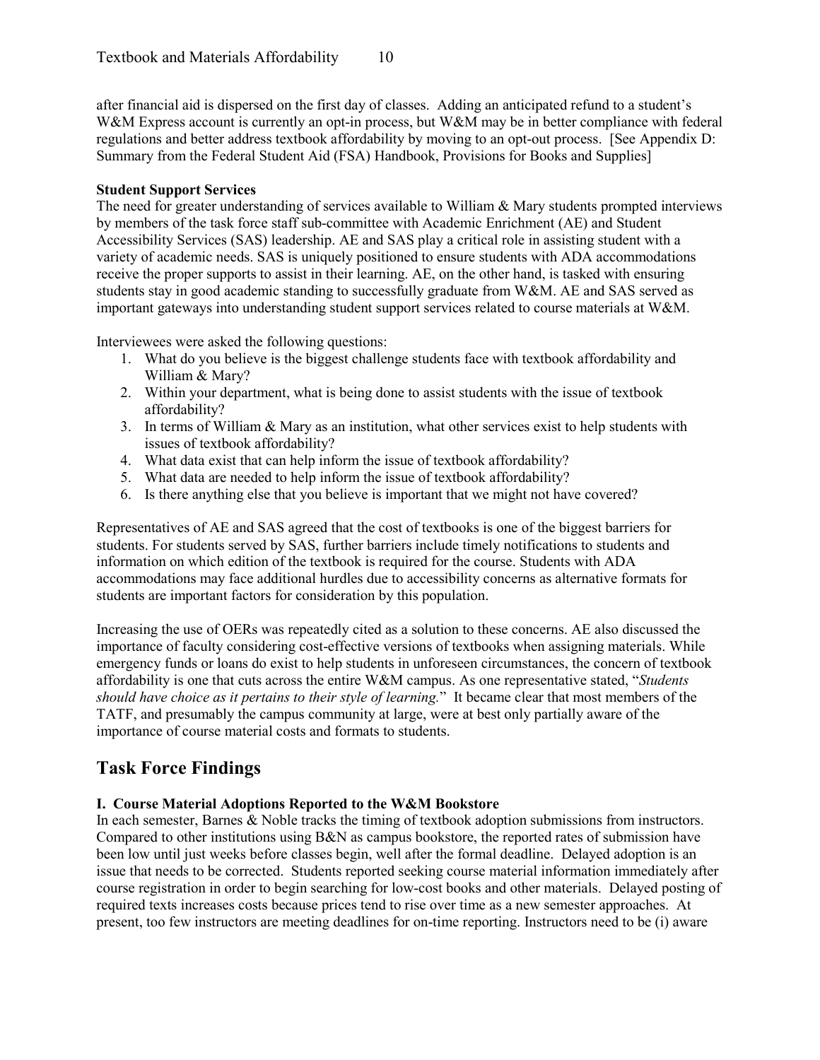after financial aid is dispersed on the first day of classes. Adding an anticipated refund to a student's W&M Express account is currently an opt-in process, but W&M may be in better compliance with federal regulations and better address textbook affordability by moving to an opt-out process. [See Appendix D: Summary from the Federal Student Aid (FSA) Handbook, Provisions for Books and Supplies]

**Student Support Services**

The need for greater understanding of services available to William & Mary students prompted interviews by members of the task force staff sub-committee with Academic Enrichment (AE) and Student Accessibility Services (SAS) leadership. AE and SAS play a critical role in assisting student with a variety of academic needs. SAS is uniquely positioned to ensure students with ADA accommodations receive the proper supports to assist in their learning. AE, on the other hand, is tasked with ensuring students stay in good academic standing to successfully graduate from W&M. AE and SAS served as important gateways into understanding student support services related to course materials at W&M.

Interviewees were asked the following questions:

1. What do you believe is the biggest challenge students face with textbook affordability and William & Mary?
2. Within your department, what is being done to assist students with the issue of textbook affordability?
3. In terms of William & Mary as an institution, what other services exist to help students with issues of textbook affordability?
4. What data exist that can help inform the issue of textbook affordability?
5. What data are needed to help inform the issue of textbook affordability?
6. Is there anything else that you believe is important that we might not have covered?

Representatives of AE and SAS agreed that the cost of textbooks is one of the biggest barriers for students. For students served by SAS, further barriers include timely notifications to students and information on which edition of the textbook is required for the course. Students with ADA accommodations may face additional hurdles due to accessibility concerns as alternative formats for students are important factors for consideration by this population.

Increasing the use of OERs was repeatedly cited as a solution to these concerns. AE also discussed the importance of faculty considering cost-effective versions of textbooks when assigning materials. While emergency funds or loans do exist to help students in unforeseen circumstances, the concern of textbook affordability is one that cuts across the entire W&M campus. As one representative stated, "*Students should have choice as it pertains to their style of learning.*" It became clear that most members of the TATF, and presumably the campus community at large, were at best only partially aware of the importance of course material costs and formats to students.

## Task Force Findings

**I. Course Material Adoptions Reported to the W&M Bookstore**

In each semester, Barnes & Noble tracks the timing of textbook adoption submissions from instructors. Compared to other institutions using B&N as campus bookstore, the reported rates of submission have been low until just weeks before classes begin, well after the formal deadline. Delayed adoption is an issue that needs to be corrected. Students reported seeking course material information immediately after course registration in order to begin searching for low-cost books and other materials. Delayed posting of required texts increases costs because prices tend to rise over time as a new semester approaches. At present, too few instructors are meeting deadlines for on-time reporting. Instructors need to be (i) aware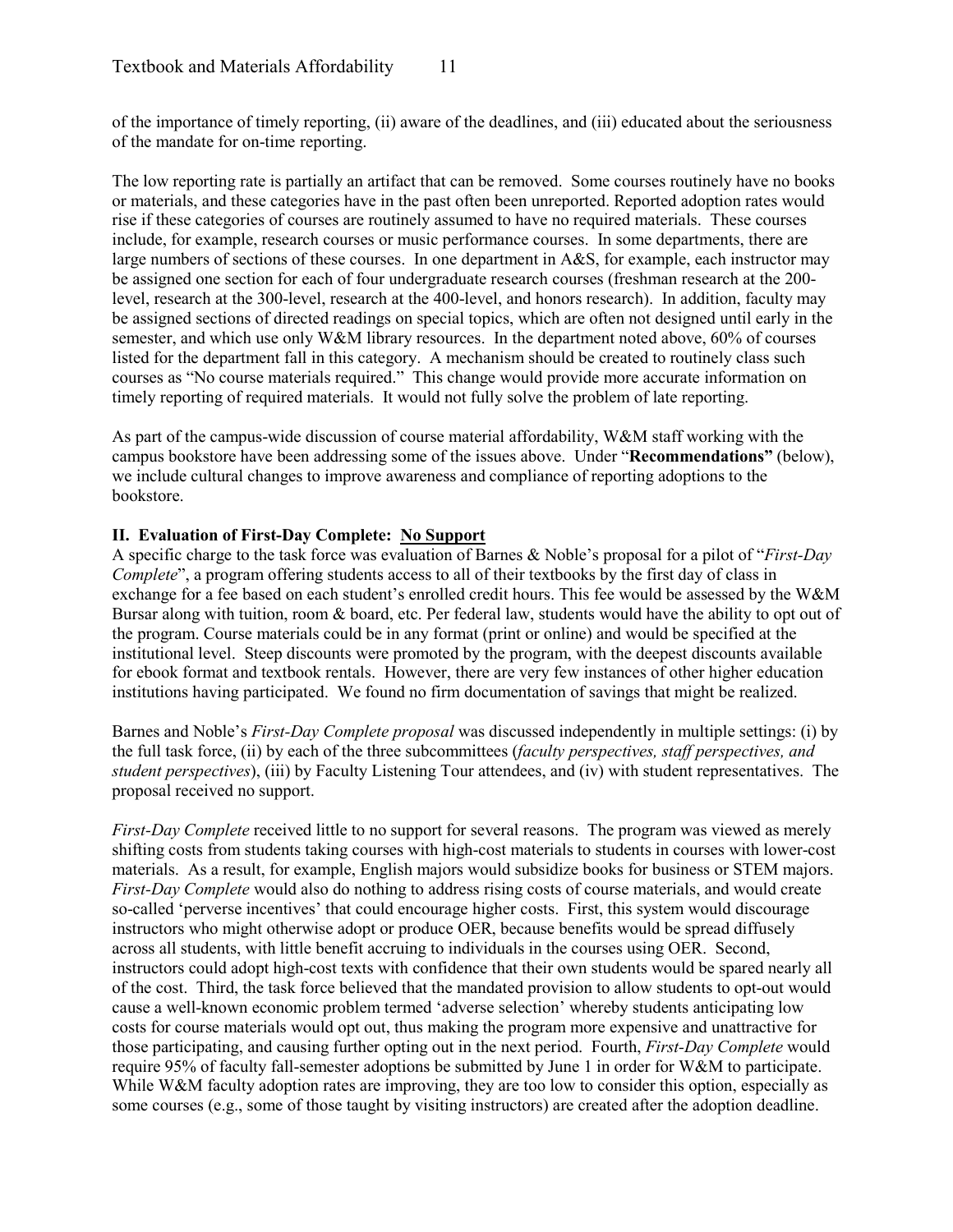of the importance of timely reporting, (ii) aware of the deadlines, and (iii) educated about the seriousness of the mandate for on-time reporting.

The low reporting rate is partially an artifact that can be removed. Some courses routinely have no books or materials, and these categories have in the past often been unreported. Reported adoption rates would rise if these categories of courses are routinely assumed to have no required materials. These courses include, for example, research courses or music performance courses. In some departments, there are large numbers of sections of these courses. In one department in A&S, for example, each instructor may be assigned one section for each of four undergraduate research courses (freshman research at the 200-level, research at the 300-level, research at the 400-level, and honors research). In addition, faculty may be assigned sections of directed readings on special topics, which are often not designed until early in the semester, and which use only W&M library resources. In the department noted above, 60% of courses listed for the department fall in this category. A mechanism should be created to routinely class such courses as "No course materials required." This change would provide more accurate information on timely reporting of required materials. It would not fully solve the problem of late reporting.

As part of the campus-wide discussion of course material affordability, W&M staff working with the campus bookstore have been addressing some of the issues above. Under "**Recommendations"** (below), we include cultural changes to improve awareness and compliance of reporting adoptions to the bookstore.

### II. Evaluation of First-Day Complete: No Support

A specific charge to the task force was evaluation of Barnes & Noble's proposal for a pilot of "*First-Day Complete*", a program offering students access to all of their textbooks by the first day of class in exchange for a fee based on each student's enrolled credit hours. This fee would be assessed by the W&M Bursar along with tuition, room & board, etc. Per federal law, students would have the ability to opt out of the program. Course materials could be in any format (print or online) and would be specified at the institutional level. Steep discounts were promoted by the program, with the deepest discounts available for ebook format and textbook rentals. However, there are very few instances of other higher education institutions having participated. We found no firm documentation of savings that might be realized.

Barnes and Noble's *First-Day Complete proposal* was discussed independently in multiple settings: (i) by the full task force, (ii) by each of the three subcommittees (*faculty perspectives, staff perspectives, and student perspectives*), (iii) by Faculty Listening Tour attendees, and (iv) with student representatives. The proposal received no support.

*First-Day Complete* received little to no support for several reasons. The program was viewed as merely shifting costs from students taking courses with high-cost materials to students in courses with lower-cost materials. As a result, for example, English majors would subsidize books for business or STEM majors. *First-Day Complete* would also do nothing to address rising costs of course materials, and would create so-called 'perverse incentives' that could encourage higher costs. First, this system would discourage instructors who might otherwise adopt or produce OER, because benefits would be spread diffusely across all students, with little benefit accruing to individuals in the courses using OER. Second, instructors could adopt high-cost texts with confidence that their own students would be spared nearly all of the cost. Third, the task force believed that the mandated provision to allow students to opt-out would cause a well-known economic problem termed 'adverse selection' whereby students anticipating low costs for course materials would opt out, thus making the program more expensive and unattractive for those participating, and causing further opting out in the next period. Fourth, *First-Day Complete* would require 95% of faculty fall-semester adoptions be submitted by June 1 in order for W&M to participate. While W&M faculty adoption rates are improving, they are too low to consider this option, especially as some courses (e.g., some of those taught by visiting instructors) are created after the adoption deadline.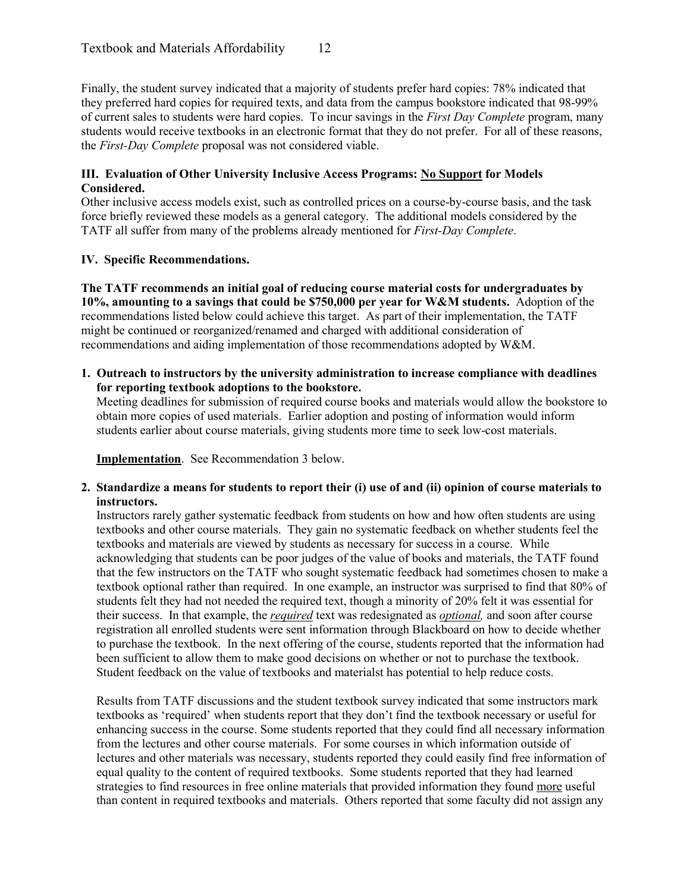Finally, the student survey indicated that a majority of students prefer hard copies: 78% indicated that they preferred hard copies for required texts, and data from the campus bookstore indicated that 98-99% of current sales to students were hard copies. To incur savings in the *First Day Complete* program, many students would receive textbooks in an electronic format that they do not prefer. For all of these reasons, the *First-Day Complete* proposal was not considered viable.

### III. Evaluation of Other University Inclusive Access Programs: No Support for Models Considered.

Other inclusive access models exist, such as controlled prices on a course-by-course basis, and the task force briefly reviewed these models as a general category. The additional models considered by the TATF all suffer from many of the problems already mentioned for *First-Day Complete*.

### IV. Specific Recommendations.

**The TATF recommends an initial goal of reducing course material costs for undergraduates by 10%, amounting to a savings that could be $750,000 per year for W&M students.** Adoption of the recommendations listed below could achieve this target. As part of their implementation, the TATF might be continued or reorganized/renamed and charged with additional consideration of recommendations and aiding implementation of those recommendations adopted by W&M.

**1. Outreach to instructors by the university administration to increase compliance with deadlines for reporting textbook adoptions to the bookstore.**

Meeting deadlines for submission of required course books and materials would allow the bookstore to obtain more copies of used materials. Earlier adoption and posting of information would inform students earlier about course materials, giving students more time to seek low-cost materials.

**Implementation**. See Recommendation 3 below.

**2. Standardize a means for students to report their (i) use of and (ii) opinion of course materials to instructors.**

Instructors rarely gather systematic feedback from students on how and how often students are using textbooks and other course materials. They gain no systematic feedback on whether students feel the textbooks and materials are viewed by students as necessary for success in a course. While acknowledging that students can be poor judges of the value of books and materials, the TATF found that the few instructors on the TATF who sought systematic feedback had sometimes chosen to make a textbook optional rather than required. In one example, an instructor was surprised to find that 80% of students felt they had not needed the required text, though a minority of 20% felt it was essential for their success. In that example, the ***required*** text was redesignated as ***optional,*** and soon after course registration all enrolled students were sent information through Blackboard on how to decide whether to purchase the textbook. In the next offering of the course, students reported that the information had been sufficient to allow them to make good decisions on whether or not to purchase the textbook. Student feedback on the value of textbooks and materialst has potential to help reduce costs.

Results from TATF discussions and the student textbook survey indicated that some instructors mark textbooks as 'required' when students report that they don't find the textbook necessary or useful for enhancing success in the course. Some students reported that they could find all necessary information from the lectures and other course materials. For some courses in which information outside of lectures and other materials was necessary, students reported they could easily find free information of equal quality to the content of required textbooks. Some students reported that they had learned strategies to find resources in free online materials that provided information they found more useful than content in required textbooks and materials. Others reported that some faculty did not assign any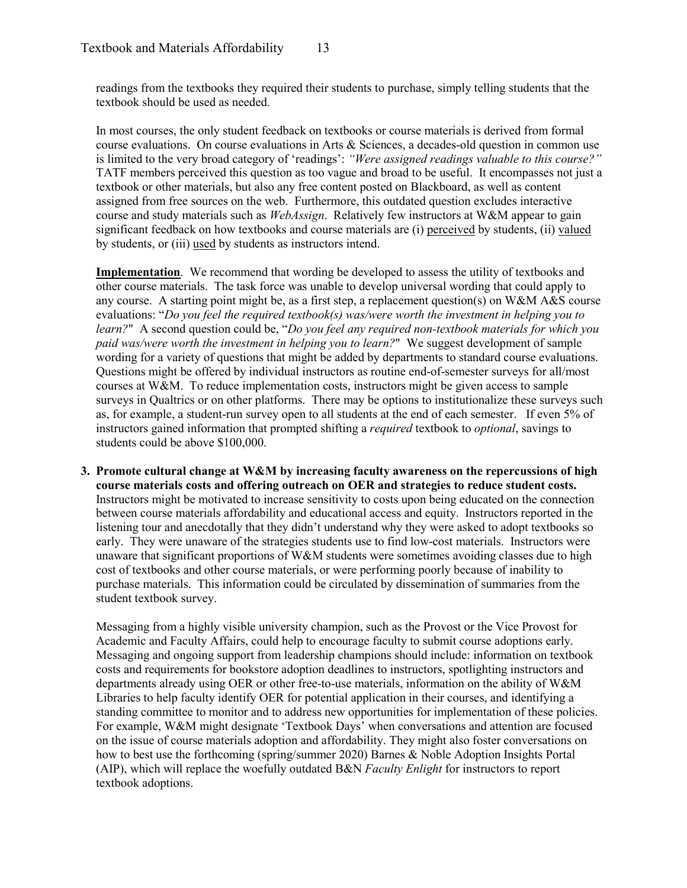readings from the textbooks they required their students to purchase, simply telling students that the textbook should be used as needed.

In most courses, the only student feedback on textbooks or course materials is derived from formal course evaluations. On course evaluations in Arts & Sciences, a decades-old question in common use is limited to the very broad category of 'readings': *"Were assigned readings valuable to this course?"* TATF members perceived this question as too vague and broad to be useful. It encompasses not just a textbook or other materials, but also any free content posted on Blackboard, as well as content assigned from free sources on the web. Furthermore, this outdated question excludes interactive course and study materials such as *WebAssign*. Relatively few instructors at W&M appear to gain significant feedback on how textbooks and course materials are (i) perceived by students, (ii) valued by students, or (iii) used by students as instructors intend.

**Implementation**. We recommend that wording be developed to assess the utility of textbooks and other course materials. The task force was unable to develop universal wording that could apply to any course. A starting point might be, as a first step, a replacement question(s) on W&M A&S course evaluations: "*Do you feel the required textbook(s) was/were worth the investment in helping you to learn?*" A second question could be, "*Do you feel any required non-textbook materials for which you paid was/were worth the investment in helping you to learn?*" We suggest development of sample wording for a variety of questions that might be added by departments to standard course evaluations. Questions might be offered by individual instructors as routine end-of-semester surveys for all/most courses at W&M. To reduce implementation costs, instructors might be given access to sample surveys in Qualtrics or on other platforms. There may be options to institutionalize these surveys such as, for example, a student-run survey open to all students at the end of each semester. If even 5% of instructors gained information that prompted shifting a *required* textbook to *optional*, savings to students could be above $100,000.

3. **Promote cultural change at W&M by increasing faculty awareness on the repercussions of high course materials costs and offering outreach on OER and strategies to reduce student costs.** Instructors might be motivated to increase sensitivity to costs upon being educated on the connection between course materials affordability and educational access and equity. Instructors reported in the listening tour and anecdotally that they didn't understand why they were asked to adopt textbooks so early. They were unaware of the strategies students use to find low-cost materials. Instructors were unaware that significant proportions of W&M students were sometimes avoiding classes due to high cost of textbooks and other course materials, or were performing poorly because of inability to purchase materials. This information could be circulated by dissemination of summaries from the student textbook survey.

   Messaging from a highly visible university champion, such as the Provost or the Vice Provost for Academic and Faculty Affairs, could help to encourage faculty to submit course adoptions early. Messaging and ongoing support from leadership champions should include: information on textbook costs and requirements for bookstore adoption deadlines to instructors, spotlighting instructors and departments already using OER or other free-to-use materials, information on the ability of W&M Libraries to help faculty identify OER for potential application in their courses, and identifying a standing committee to monitor and to address new opportunities for implementation of these policies. For example, W&M might designate 'Textbook Days' when conversations and attention are focused on the issue of course materials adoption and affordability. They might also foster conversations on how to best use the forthcoming (spring/summer 2020) Barnes & Noble Adoption Insights Portal (AIP), which will replace the woefully outdated B&N *Faculty Enlight* for instructors to report textbook adoptions.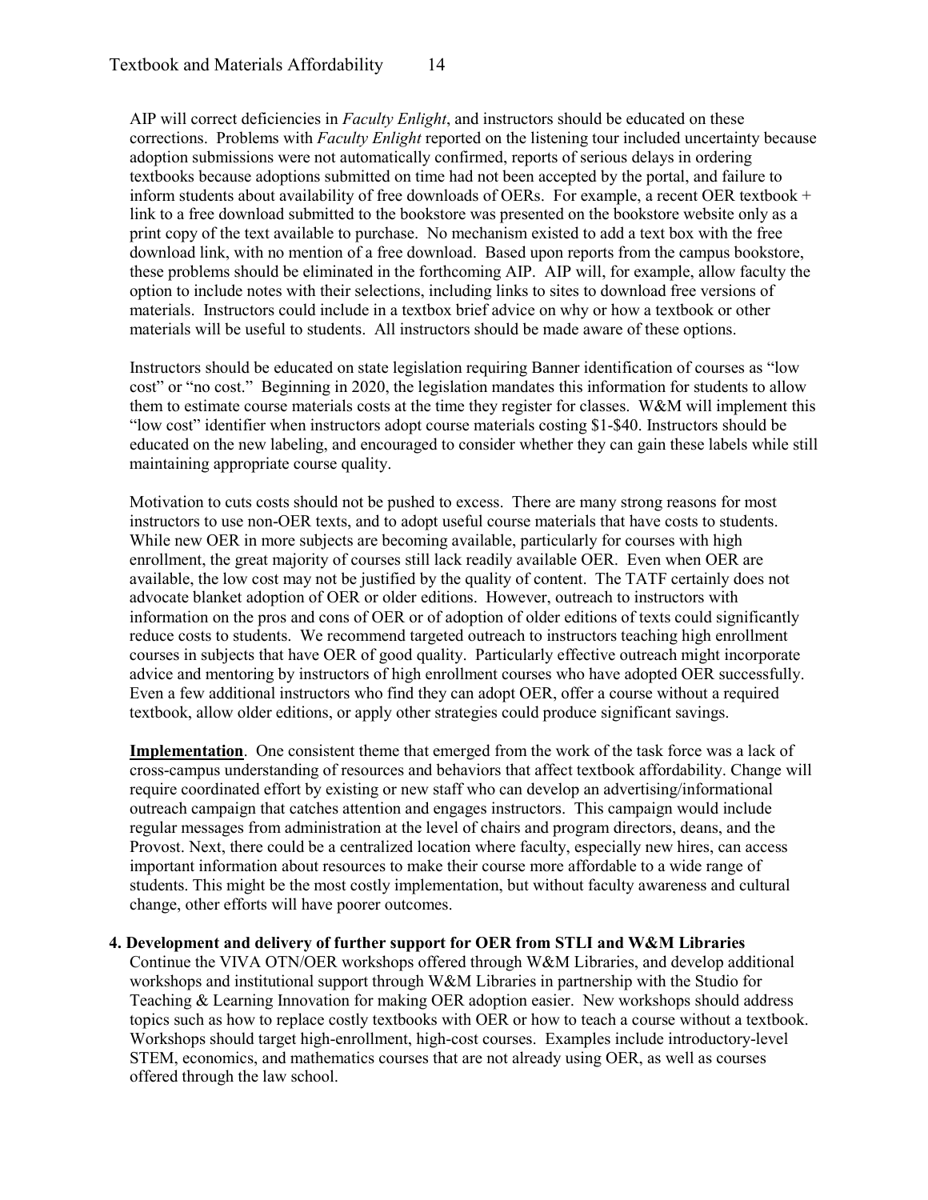AIP will correct deficiencies in *Faculty Enlight*, and instructors should be educated on these corrections. Problems with *Faculty Enlight* reported on the listening tour included uncertainty because adoption submissions were not automatically confirmed, reports of serious delays in ordering textbooks because adoptions submitted on time had not been accepted by the portal, and failure to inform students about availability of free downloads of OERs. For example, a recent OER textbook + link to a free download submitted to the bookstore was presented on the bookstore website only as a print copy of the text available to purchase. No mechanism existed to add a text box with the free download link, with no mention of a free download. Based upon reports from the campus bookstore, these problems should be eliminated in the forthcoming AIP. AIP will, for example, allow faculty the option to include notes with their selections, including links to sites to download free versions of materials. Instructors could include in a textbox brief advice on why or how a textbook or other materials will be useful to students. All instructors should be made aware of these options.

Instructors should be educated on state legislation requiring Banner identification of courses as "low cost" or "no cost." Beginning in 2020, the legislation mandates this information for students to allow them to estimate course materials costs at the time they register for classes. W&M will implement this "low cost" identifier when instructors adopt course materials costing $1-$40. Instructors should be educated on the new labeling, and encouraged to consider whether they can gain these labels while still maintaining appropriate course quality.

Motivation to cuts costs should not be pushed to excess. There are many strong reasons for most instructors to use non-OER texts, and to adopt useful course materials that have costs to students. While new OER in more subjects are becoming available, particularly for courses with high enrollment, the great majority of courses still lack readily available OER. Even when OER are available, the low cost may not be justified by the quality of content. The TATF certainly does not advocate blanket adoption of OER or older editions. However, outreach to instructors with information on the pros and cons of OER or of adoption of older editions of texts could significantly reduce costs to students. We recommend targeted outreach to instructors teaching high enrollment courses in subjects that have OER of good quality. Particularly effective outreach might incorporate advice and mentoring by instructors of high enrollment courses who have adopted OER successfully. Even a few additional instructors who find they can adopt OER, offer a course without a required textbook, allow older editions, or apply other strategies could produce significant savings.

**Implementation**. One consistent theme that emerged from the work of the task force was a lack of cross-campus understanding of resources and behaviors that affect textbook affordability. Change will require coordinated effort by existing or new staff who can develop an advertising/informational outreach campaign that catches attention and engages instructors. This campaign would include regular messages from administration at the level of chairs and program directors, deans, and the Provost. Next, there could be a centralized location where faculty, especially new hires, can access important information about resources to make their course more affordable to a wide range of students. This might be the most costly implementation, but without faculty awareness and cultural change, other efforts will have poorer outcomes.

**4. Development and delivery of further support for OER from STLI and W&M Libraries**

Continue the VIVA OTN/OER workshops offered through W&M Libraries, and develop additional workshops and institutional support through W&M Libraries in partnership with the Studio for Teaching & Learning Innovation for making OER adoption easier. New workshops should address topics such as how to replace costly textbooks with OER or how to teach a course without a textbook. Workshops should target high-enrollment, high-cost courses. Examples include introductory-level STEM, economics, and mathematics courses that are not already using OER, as well as courses offered through the law school.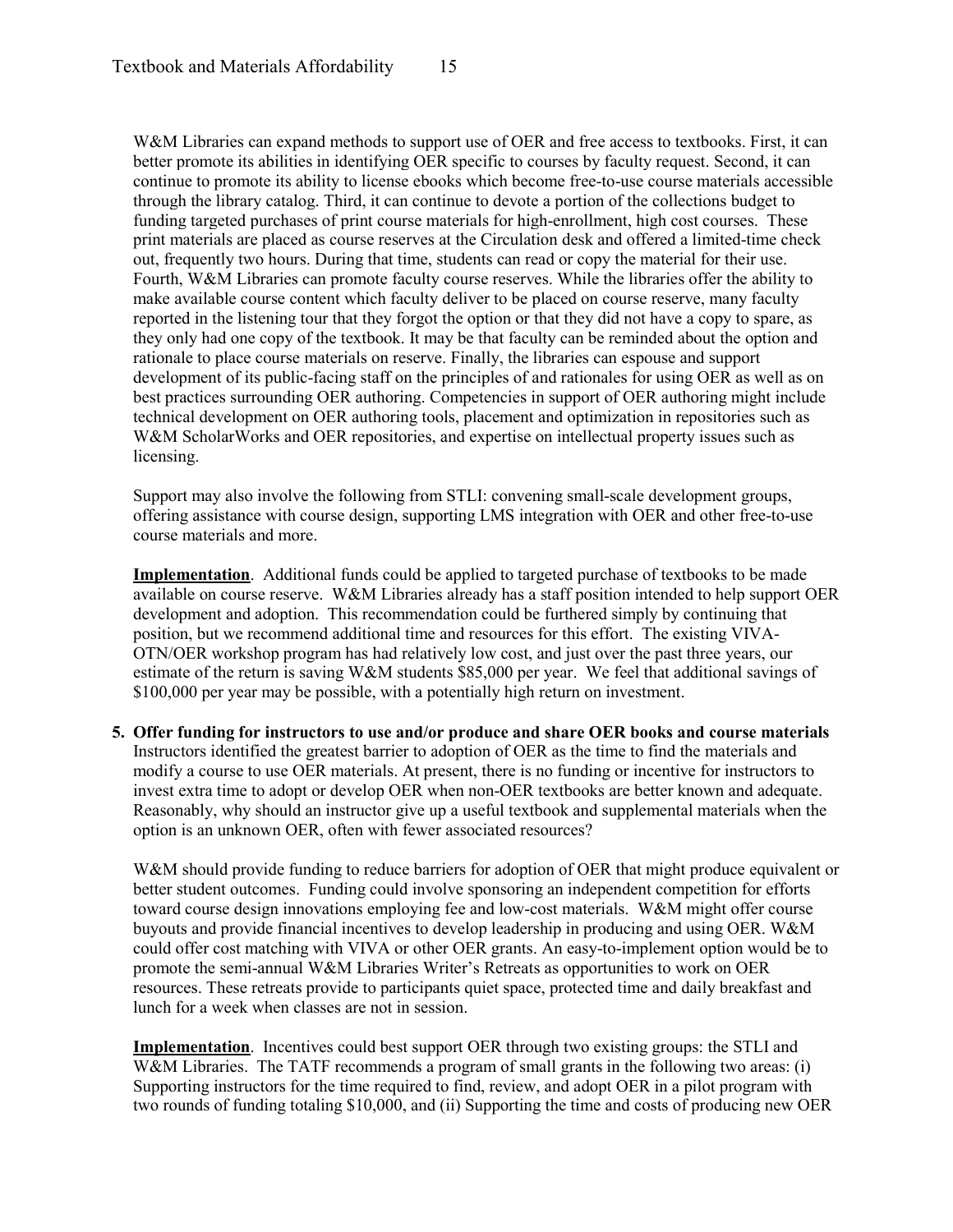W&M Libraries can expand methods to support use of OER and free access to textbooks. First, it can better promote its abilities in identifying OER specific to courses by faculty request. Second, it can continue to promote its ability to license ebooks which become free-to-use course materials accessible through the library catalog. Third, it can continue to devote a portion of the collections budget to funding targeted purchases of print course materials for high-enrollment, high cost courses. These print materials are placed as course reserves at the Circulation desk and offered a limited-time check out, frequently two hours. During that time, students can read or copy the material for their use. Fourth, W&M Libraries can promote faculty course reserves. While the libraries offer the ability to make available course content which faculty deliver to be placed on course reserve, many faculty reported in the listening tour that they forgot the option or that they did not have a copy to spare, as they only had one copy of the textbook. It may be that faculty can be reminded about the option and rationale to place course materials on reserve. Finally, the libraries can espouse and support development of its public-facing staff on the principles of and rationales for using OER as well as on best practices surrounding OER authoring. Competencies in support of OER authoring might include technical development on OER authoring tools, placement and optimization in repositories such as W&M ScholarWorks and OER repositories, and expertise on intellectual property issues such as licensing.

Support may also involve the following from STLI: convening small-scale development groups, offering assistance with course design, supporting LMS integration with OER and other free-to-use course materials and more.

**Implementation**. Additional funds could be applied to targeted purchase of textbooks to be made available on course reserve. W&M Libraries already has a staff position intended to help support OER development and adoption. This recommendation could be furthered simply by continuing that position, but we recommend additional time and resources for this effort. The existing VIVA-OTN/OER workshop program has had relatively low cost, and just over the past three years, our estimate of the return is saving W&M students $85,000 per year. We feel that additional savings of $100,000 per year may be possible, with a potentially high return on investment.

5. **Offer funding for instructors to use and/or produce and share OER books and course materials**

Instructors identified the greatest barrier to adoption of OER as the time to find the materials and modify a course to use OER materials. At present, there is no funding or incentive for instructors to invest extra time to adopt or develop OER when non-OER textbooks are better known and adequate. Reasonably, why should an instructor give up a useful textbook and supplemental materials when the option is an unknown OER, often with fewer associated resources?

W&M should provide funding to reduce barriers for adoption of OER that might produce equivalent or better student outcomes. Funding could involve sponsoring an independent competition for efforts toward course design innovations employing fee and low-cost materials. W&M might offer course buyouts and provide financial incentives to develop leadership in producing and using OER. W&M could offer cost matching with VIVA or other OER grants. An easy-to-implement option would be to promote the semi-annual W&M Libraries Writer's Retreats as opportunities to work on OER resources. These retreats provide to participants quiet space, protected time and daily breakfast and lunch for a week when classes are not in session.

**Implementation**. Incentives could best support OER through two existing groups: the STLI and W&M Libraries. The TATF recommends a program of small grants in the following two areas: (i) Supporting instructors for the time required to find, review, and adopt OER in a pilot program with two rounds of funding totaling $10,000, and (ii) Supporting the time and costs of producing new OER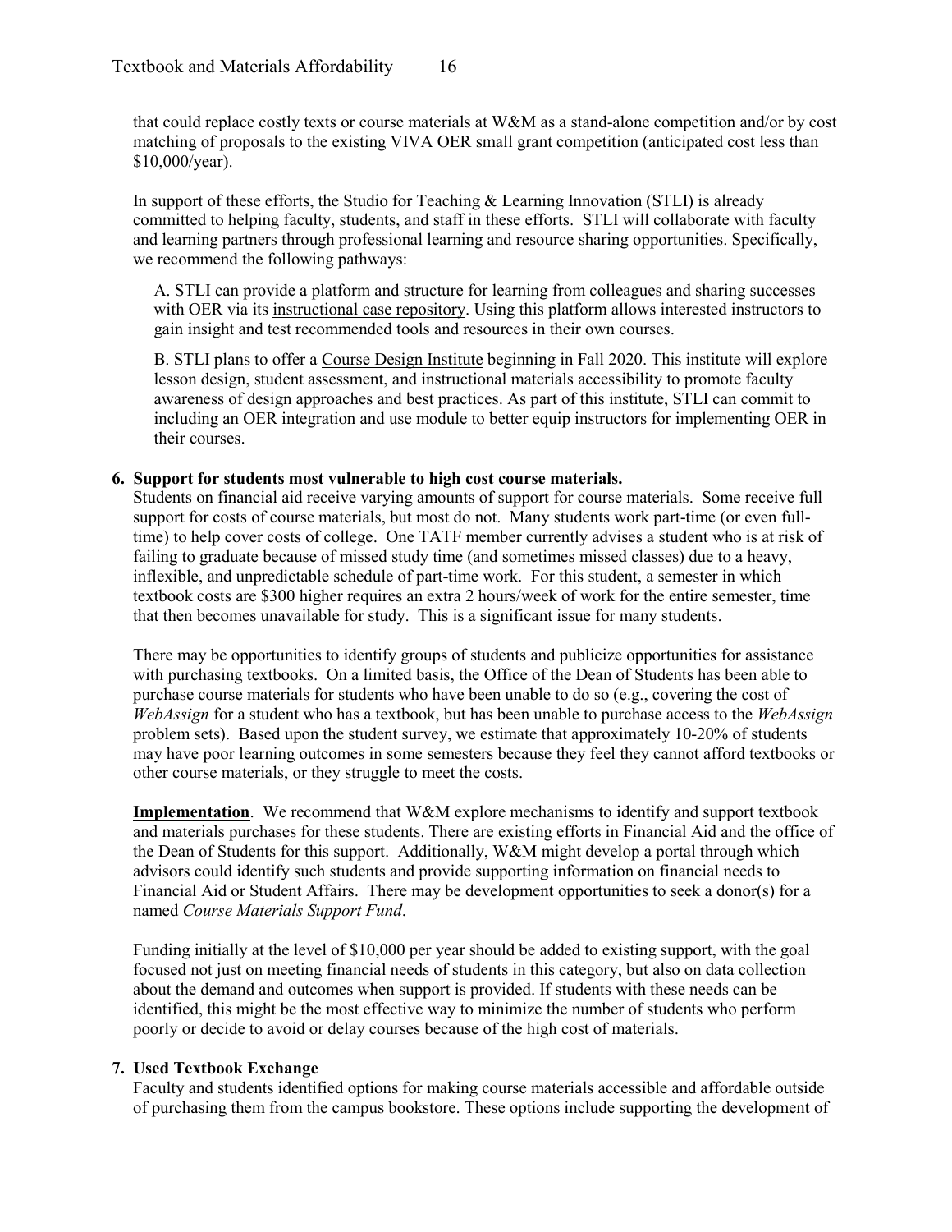that could replace costly texts or course materials at W&M as a stand-alone competition and/or by cost matching of proposals to the existing VIVA OER small grant competition (anticipated cost less than $10,000/year).

In support of these efforts, the Studio for Teaching & Learning Innovation (STLI) is already committed to helping faculty, students, and staff in these efforts. STLI will collaborate with faculty and learning partners through professional learning and resource sharing opportunities. Specifically, we recommend the following pathways:

A. STLI can provide a platform and structure for learning from colleagues and sharing successes with OER via its instructional case repository. Using this platform allows interested instructors to gain insight and test recommended tools and resources in their own courses.

B. STLI plans to offer a Course Design Institute beginning in Fall 2020. This institute will explore lesson design, student assessment, and instructional materials accessibility to promote faculty awareness of design approaches and best practices. As part of this institute, STLI can commit to including an OER integration and use module to better equip instructors for implementing OER in their courses.

**6. Support for students most vulnerable to high cost course materials.**

Students on financial aid receive varying amounts of support for course materials. Some receive full support for costs of course materials, but most do not. Many students work part-time (or even full-time) to help cover costs of college. One TATF member currently advises a student who is at risk of failing to graduate because of missed study time (and sometimes missed classes) due to a heavy, inflexible, and unpredictable schedule of part-time work. For this student, a semester in which textbook costs are $300 higher requires an extra 2 hours/week of work for the entire semester, time that then becomes unavailable for study. This is a significant issue for many students.

There may be opportunities to identify groups of students and publicize opportunities for assistance with purchasing textbooks. On a limited basis, the Office of the Dean of Students has been able to purchase course materials for students who have been unable to do so (e.g., covering the cost of *WebAssign* for a student who has a textbook, but has been unable to purchase access to the *WebAssign* problem sets). Based upon the student survey, we estimate that approximately 10-20% of students may have poor learning outcomes in some semesters because they feel they cannot afford textbooks or other course materials, or they struggle to meet the costs.

**Implementation**. We recommend that W&M explore mechanisms to identify and support textbook and materials purchases for these students. There are existing efforts in Financial Aid and the office of the Dean of Students for this support. Additionally, W&M might develop a portal through which advisors could identify such students and provide supporting information on financial needs to Financial Aid or Student Affairs. There may be development opportunities to seek a donor(s) for a named *Course Materials Support Fund*.

Funding initially at the level of $10,000 per year should be added to existing support, with the goal focused not just on meeting financial needs of students in this category, but also on data collection about the demand and outcomes when support is provided. If students with these needs can be identified, this might be the most effective way to minimize the number of students who perform poorly or decide to avoid or delay courses because of the high cost of materials.

**7. Used Textbook Exchange**

Faculty and students identified options for making course materials accessible and affordable outside of purchasing them from the campus bookstore. These options include supporting the development of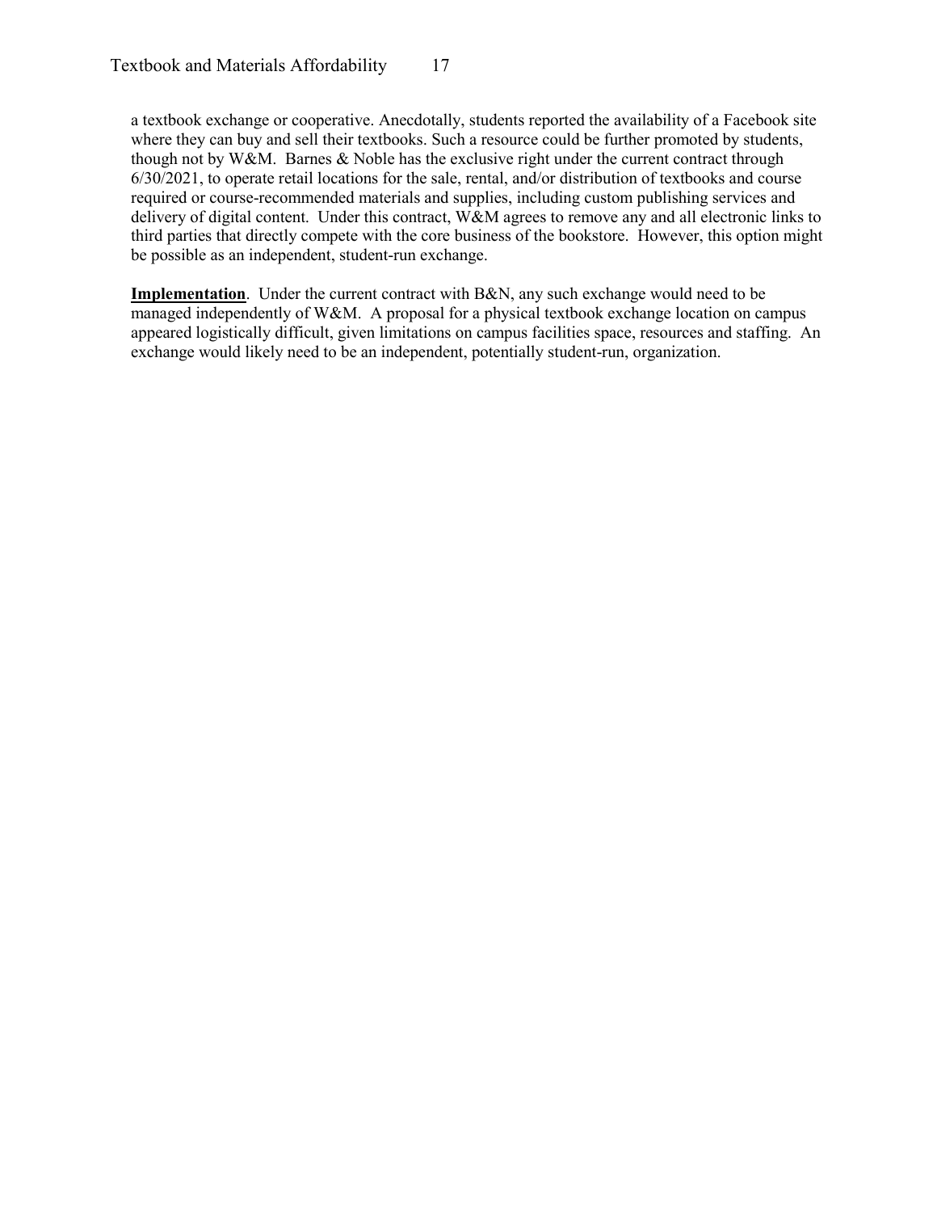a textbook exchange or cooperative. Anecdotally, students reported the availability of a Facebook site where they can buy and sell their textbooks. Such a resource could be further promoted by students, though not by W&M. Barnes & Noble has the exclusive right under the current contract through 6/30/2021, to operate retail locations for the sale, rental, and/or distribution of textbooks and course required or course-recommended materials and supplies, including custom publishing services and delivery of digital content. Under this contract, W&M agrees to remove any and all electronic links to third parties that directly compete with the core business of the bookstore. However, this option might be possible as an independent, student-run exchange.

**Implementation**. Under the current contract with B&N, any such exchange would need to be managed independently of W&M. A proposal for a physical textbook exchange location on campus appeared logistically difficult, given limitations on campus facilities space, resources and staffing. An exchange would likely need to be an independent, potentially student-run, organization.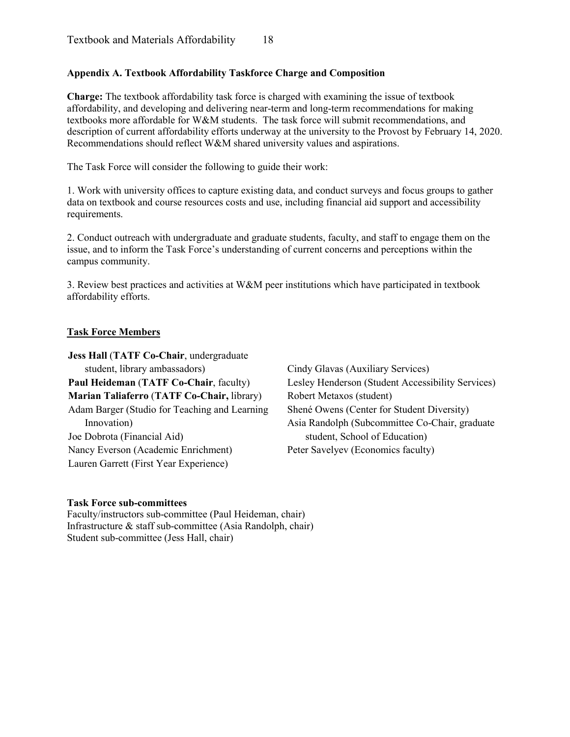## Appendix A. Textbook Affordability Taskforce Charge and Composition

**Charge:** The textbook affordability task force is charged with examining the issue of textbook affordability, and developing and delivering near-term and long-term recommendations for making textbooks more affordable for W&M students. The task force will submit recommendations, and description of current affordability efforts underway at the university to the Provost by February 14, 2020. Recommendations should reflect W&M shared university values and aspirations.

The Task Force will consider the following to guide their work:

1. Work with university offices to capture existing data, and conduct surveys and focus groups to gather data on textbook and course resources costs and use, including financial aid support and accessibility requirements.

2. Conduct outreach with undergraduate and graduate students, faculty, and staff to engage them on the issue, and to inform the Task Force's understanding of current concerns and perceptions within the campus community.

3. Review best practices and activities at W&M peer institutions which have participated in textbook affordability efforts.

### Task Force Members

**Jess Hall** (**TATF Co-Chair**, undergraduate student, library ambassadors)
**Paul Heideman** (**TATF Co-Chair**, faculty)
**Marian Taliaferro** (**TATF Co-Chair,** library)
Adam Barger (Studio for Teaching and Learning Innovation)
Joe Dobrota (Financial Aid)
Nancy Everson (Academic Enrichment)
Lauren Garrett (First Year Experience)
Cindy Glavas (Auxiliary Services)
Lesley Henderson (Student Accessibility Services)
Robert Metaxos (student)
Shené Owens (Center for Student Diversity)
Asia Randolph (Subcommittee Co-Chair, graduate student, School of Education)
Peter Savelyev (Economics faculty)

**Task Force sub-committees**

Faculty/instructors sub-committee (Paul Heideman, chair)
Infrastructure & staff sub-committee (Asia Randolph, chair)
Student sub-committee (Jess Hall, chair)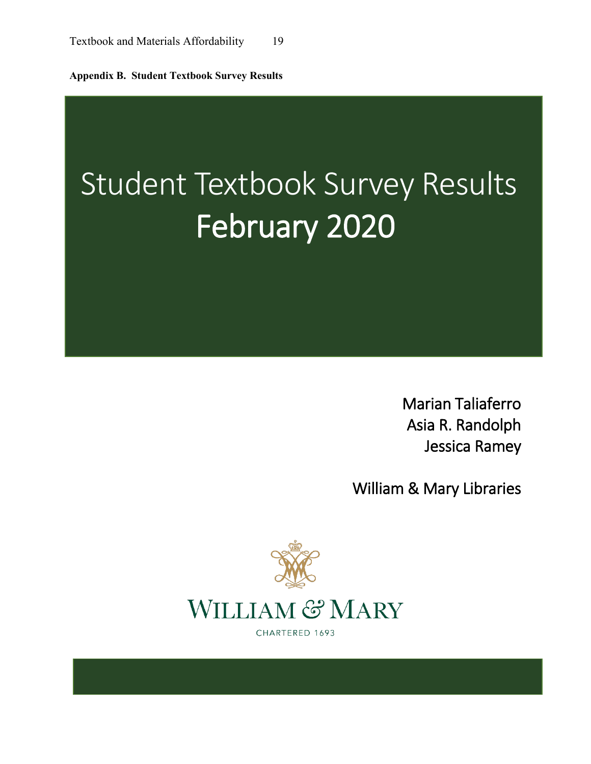**Appendix B. Student Textbook Survey Results**

# Student Textbook Survey Results
# February 2020

Marian Taliaferro
Asia R. Randolph
Jessica Ramey

William & Mary Libraries

WILLIAM & MARY
CHARTERED 1693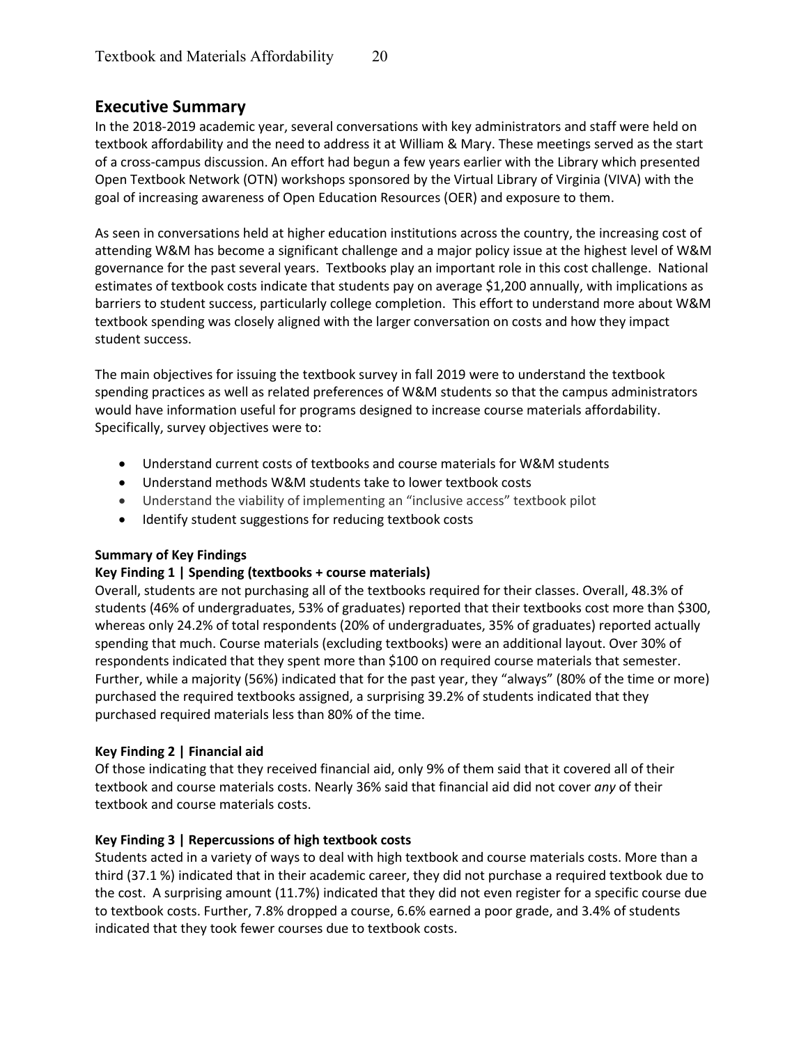## Executive Summary

In the 2018-2019 academic year, several conversations with key administrators and staff were held on textbook affordability and the need to address it at William & Mary. These meetings served as the start of a cross-campus discussion. An effort had begun a few years earlier with the Library which presented Open Textbook Network (OTN) workshops sponsored by the Virtual Library of Virginia (VIVA) with the goal of increasing awareness of Open Education Resources (OER) and exposure to them.

As seen in conversations held at higher education institutions across the country, the increasing cost of attending W&M has become a significant challenge and a major policy issue at the highest level of W&M governance for the past several years. Textbooks play an important role in this cost challenge. National estimates of textbook costs indicate that students pay on average $1,200 annually, with implications as barriers to student success, particularly college completion. This effort to understand more about W&M textbook spending was closely aligned with the larger conversation on costs and how they impact student success.

The main objectives for issuing the textbook survey in fall 2019 were to understand the textbook spending practices as well as related preferences of W&M students so that the campus administrators would have information useful for programs designed to increase course materials affordability. Specifically, survey objectives were to:

- Understand current costs of textbooks and course materials for W&M students
- Understand methods W&M students take to lower textbook costs
- Understand the viability of implementing an "inclusive access" textbook pilot
- Identify student suggestions for reducing textbook costs

**Summary of Key Findings**

**Key Finding 1 | Spending (textbooks + course materials)**

Overall, students are not purchasing all of the textbooks required for their classes. Overall, 48.3% of students (46% of undergraduates, 53% of graduates) reported that their textbooks cost more than $300, whereas only 24.2% of total respondents (20% of undergraduates, 35% of graduates) reported actually spending that much. Course materials (excluding textbooks) were an additional layout. Over 30% of respondents indicated that they spent more than $100 on required course materials that semester. Further, while a majority (56%) indicated that for the past year, they "always" (80% of the time or more) purchased the required textbooks assigned, a surprising 39.2% of students indicated that they purchased required materials less than 80% of the time.

**Key Finding 2 | Financial aid**

Of those indicating that they received financial aid, only 9% of them said that it covered all of their textbook and course materials costs. Nearly 36% said that financial aid did not cover *any* of their textbook and course materials costs.

**Key Finding 3 | Repercussions of high textbook costs**

Students acted in a variety of ways to deal with high textbook and course materials costs. More than a third (37.1 %) indicated that in their academic career, they did not purchase a required textbook due to the cost. A surprising amount (11.7%) indicated that they did not even register for a specific course due to textbook costs. Further, 7.8% dropped a course, 6.6% earned a poor grade, and 3.4% of students indicated that they took fewer courses due to textbook costs.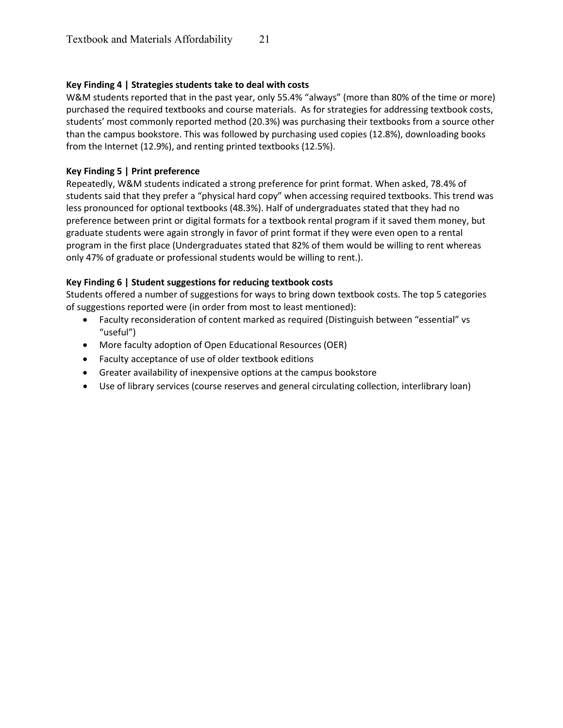**Key Finding 4 | Strategies students take to deal with costs**

W&M students reported that in the past year, only 55.4% "always" (more than 80% of the time or more) purchased the required textbooks and course materials. As for strategies for addressing textbook costs, students' most commonly reported method (20.3%) was purchasing their textbooks from a source other than the campus bookstore. This was followed by purchasing used copies (12.8%), downloading books from the Internet (12.9%), and renting printed textbooks (12.5%).

**Key Finding 5 | Print preference**

Repeatedly, W&M students indicated a strong preference for print format. When asked, 78.4% of students said that they prefer a "physical hard copy" when accessing required textbooks. This trend was less pronounced for optional textbooks (48.3%). Half of undergraduates stated that they had no preference between print or digital formats for a textbook rental program if it saved them money, but graduate students were again strongly in favor of print format if they were even open to a rental program in the first place (Undergraduates stated that 82% of them would be willing to rent whereas only 47% of graduate or professional students would be willing to rent.).

**Key Finding 6 | Student suggestions for reducing textbook costs**

Students offered a number of suggestions for ways to bring down textbook costs. The top 5 categories of suggestions reported were (in order from most to least mentioned):

- Faculty reconsideration of content marked as required (Distinguish between "essential" vs "useful")
- More faculty adoption of Open Educational Resources (OER)
- Faculty acceptance of use of older textbook editions
- Greater availability of inexpensive options at the campus bookstore
- Use of library services (course reserves and general circulating collection, interlibrary loan)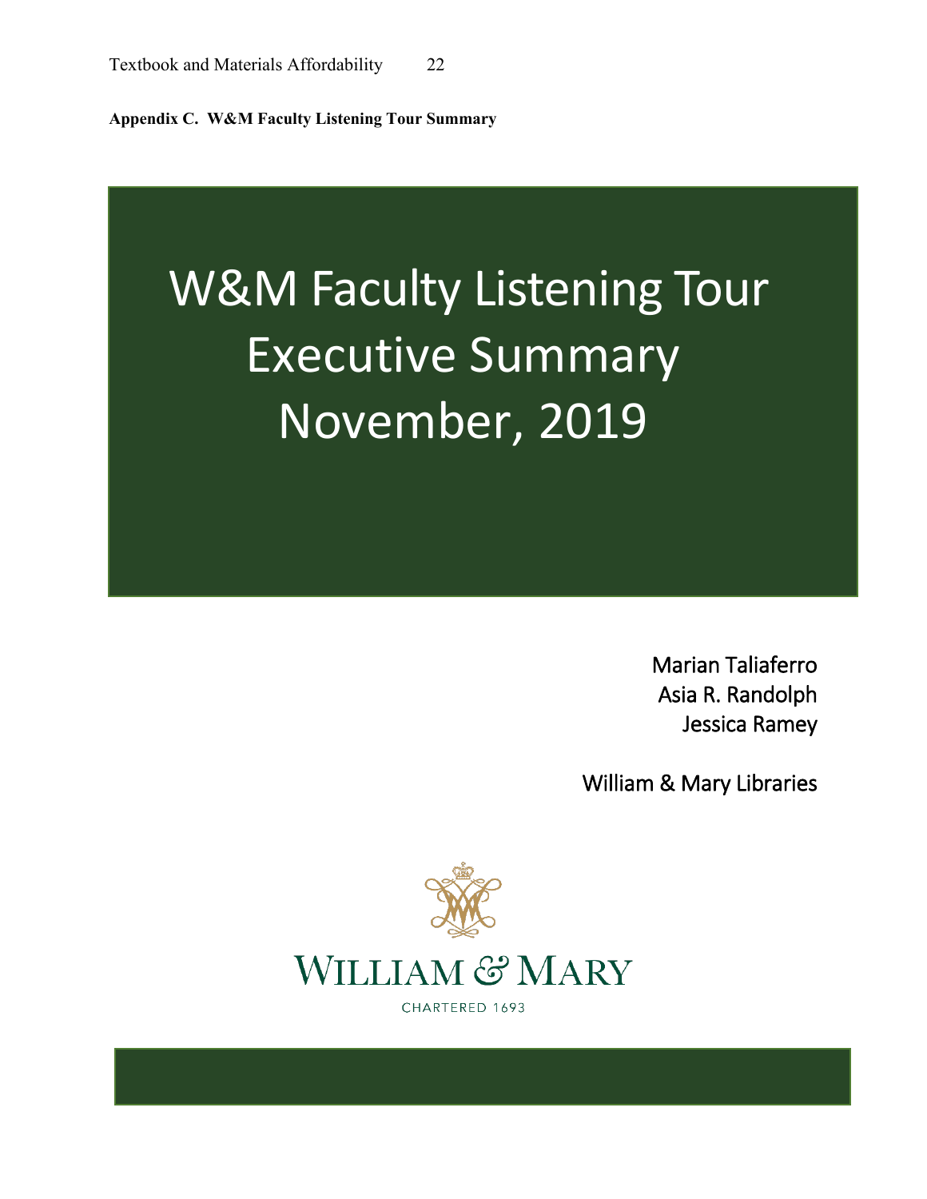**Appendix C. W&M Faculty Listening Tour Summary**

# W&M Faculty Listening Tour Executive Summary November, 2019

Marian Taliaferro
Asia R. Randolph
Jessica Ramey

William & Mary Libraries

WILLIAM & MARY

CHARTERED 1693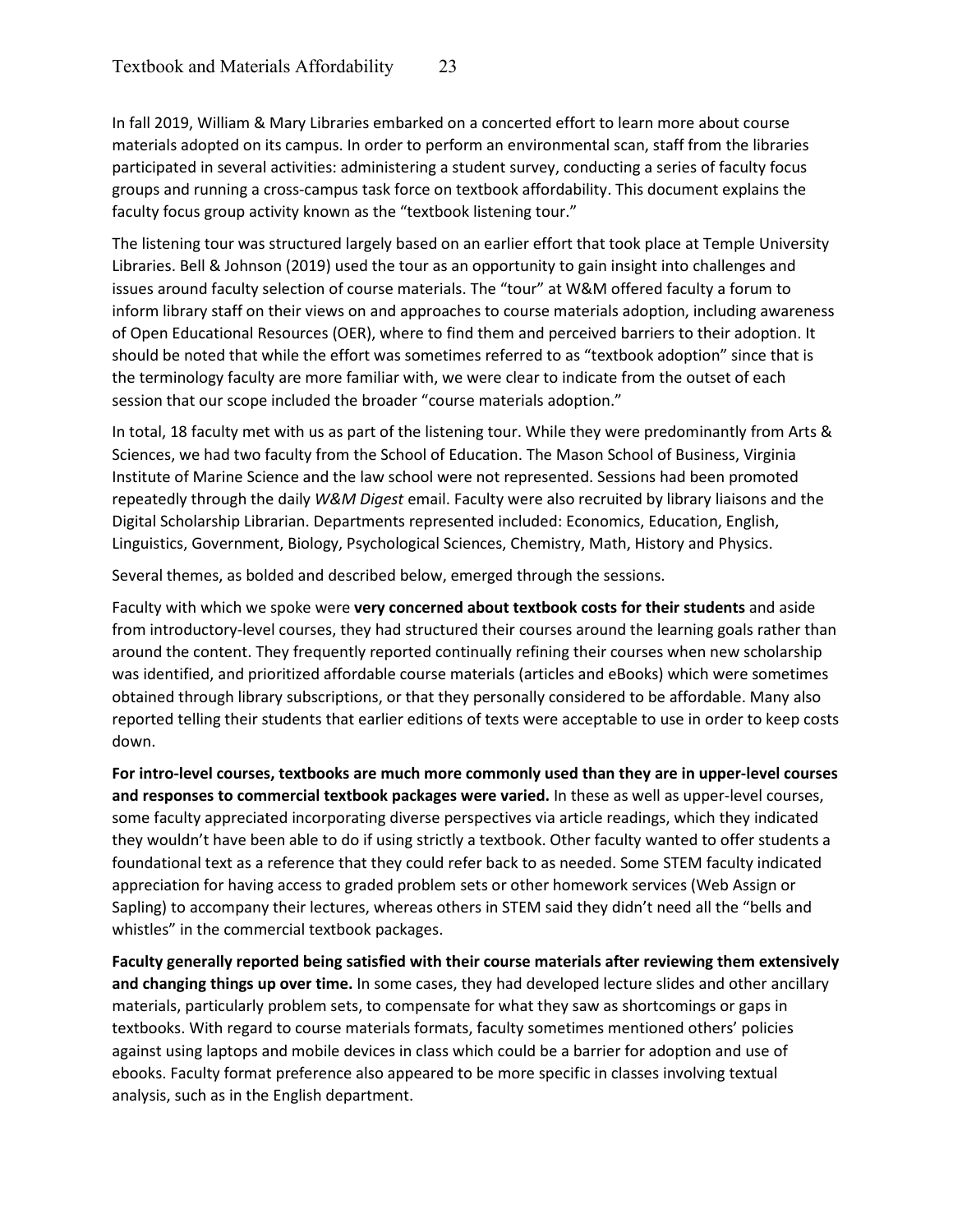In fall 2019, William & Mary Libraries embarked on a concerted effort to learn more about course materials adopted on its campus. In order to perform an environmental scan, staff from the libraries participated in several activities: administering a student survey, conducting a series of faculty focus groups and running a cross-campus task force on textbook affordability. This document explains the faculty focus group activity known as the "textbook listening tour."

The listening tour was structured largely based on an earlier effort that took place at Temple University Libraries. Bell & Johnson (2019) used the tour as an opportunity to gain insight into challenges and issues around faculty selection of course materials. The "tour" at W&M offered faculty a forum to inform library staff on their views on and approaches to course materials adoption, including awareness of Open Educational Resources (OER), where to find them and perceived barriers to their adoption. It should be noted that while the effort was sometimes referred to as "textbook adoption" since that is the terminology faculty are more familiar with, we were clear to indicate from the outset of each session that our scope included the broader "course materials adoption."

In total, 18 faculty met with us as part of the listening tour. While they were predominantly from Arts & Sciences, we had two faculty from the School of Education. The Mason School of Business, Virginia Institute of Marine Science and the law school were not represented. Sessions had been promoted repeatedly through the daily *W&M Digest* email. Faculty were also recruited by library liaisons and the Digital Scholarship Librarian. Departments represented included: Economics, Education, English, Linguistics, Government, Biology, Psychological Sciences, Chemistry, Math, History and Physics.

Several themes, as bolded and described below, emerged through the sessions.

Faculty with which we spoke were **very concerned about textbook costs for their students** and aside from introductory-level courses, they had structured their courses around the learning goals rather than around the content. They frequently reported continually refining their courses when new scholarship was identified, and prioritized affordable course materials (articles and eBooks) which were sometimes obtained through library subscriptions, or that they personally considered to be affordable. Many also reported telling their students that earlier editions of texts were acceptable to use in order to keep costs down.

**For intro-level courses, textbooks are much more commonly used than they are in upper-level courses and responses to commercial textbook packages were varied.** In these as well as upper-level courses, some faculty appreciated incorporating diverse perspectives via article readings, which they indicated they wouldn't have been able to do if using strictly a textbook. Other faculty wanted to offer students a foundational text as a reference that they could refer back to as needed. Some STEM faculty indicated appreciation for having access to graded problem sets or other homework services (Web Assign or Sapling) to accompany their lectures, whereas others in STEM said they didn't need all the "bells and whistles" in the commercial textbook packages.

**Faculty generally reported being satisfied with their course materials after reviewing them extensively and changing things up over time.** In some cases, they had developed lecture slides and other ancillary materials, particularly problem sets, to compensate for what they saw as shortcomings or gaps in textbooks. With regard to course materials formats, faculty sometimes mentioned others' policies against using laptops and mobile devices in class which could be a barrier for adoption and use of ebooks. Faculty format preference also appeared to be more specific in classes involving textual analysis, such as in the English department.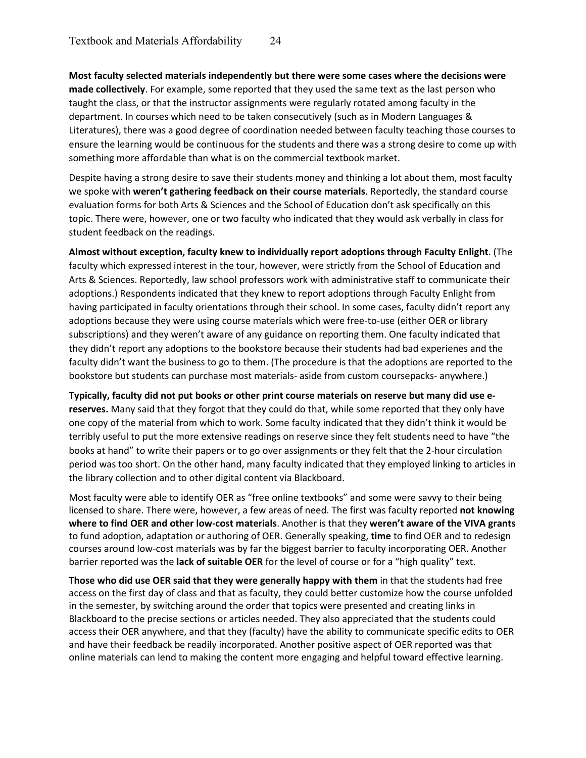**Most faculty selected materials independently but there were some cases where the decisions were made collectively**. For example, some reported that they used the same text as the last person who taught the class, or that the instructor assignments were regularly rotated among faculty in the department. In courses which need to be taken consecutively (such as in Modern Languages & Literatures), there was a good degree of coordination needed between faculty teaching those courses to ensure the learning would be continuous for the students and there was a strong desire to come up with something more affordable than what is on the commercial textbook market.

Despite having a strong desire to save their students money and thinking a lot about them, most faculty we spoke with **weren't gathering feedback on their course materials**. Reportedly, the standard course evaluation forms for both Arts & Sciences and the School of Education don't ask specifically on this topic. There were, however, one or two faculty who indicated that they would ask verbally in class for student feedback on the readings.

**Almost without exception, faculty knew to individually report adoptions through Faculty Enlight**. (The faculty which expressed interest in the tour, however, were strictly from the School of Education and Arts & Sciences. Reportedly, law school professors work with administrative staff to communicate their adoptions.) Respondents indicated that they knew to report adoptions through Faculty Enlight from having participated in faculty orientations through their school. In some cases, faculty didn't report any adoptions because they were using course materials which were free-to-use (either OER or library subscriptions) and they weren't aware of any guidance on reporting them. One faculty indicated that they didn't report any adoptions to the bookstore because their students had bad experienes and the faculty didn't want the business to go to them. (The procedure is that the adoptions are reported to the bookstore but students can purchase most materials- aside from custom coursepacks- anywhere.)

**Typically, faculty did not put books or other print course materials on reserve but many did use e-reserves.** Many said that they forgot that they could do that, while some reported that they only have one copy of the material from which to work. Some faculty indicated that they didn't think it would be terribly useful to put the more extensive readings on reserve since they felt students need to have "the books at hand" to write their papers or to go over assignments or they felt that the 2-hour circulation period was too short. On the other hand, many faculty indicated that they employed linking to articles in the library collection and to other digital content via Blackboard.

Most faculty were able to identify OER as "free online textbooks" and some were savvy to their being licensed to share. There were, however, a few areas of need. The first was faculty reported **not knowing where to find OER and other low-cost materials**. Another is that they **weren't aware of the VIVA grants** to fund adoption, adaptation or authoring of OER. Generally speaking, **time** to find OER and to redesign courses around low-cost materials was by far the biggest barrier to faculty incorporating OER. Another barrier reported was the **lack of suitable OER** for the level of course or for a "high quality" text.

**Those who did use OER said that they were generally happy with them** in that the students had free access on the first day of class and that as faculty, they could better customize how the course unfolded in the semester, by switching around the order that topics were presented and creating links in Blackboard to the precise sections or articles needed. They also appreciated that the students could access their OER anywhere, and that they (faculty) have the ability to communicate specific edits to OER and have their feedback be readily incorporated. Another positive aspect of OER reported was that online materials can lend to making the content more engaging and helpful toward effective learning.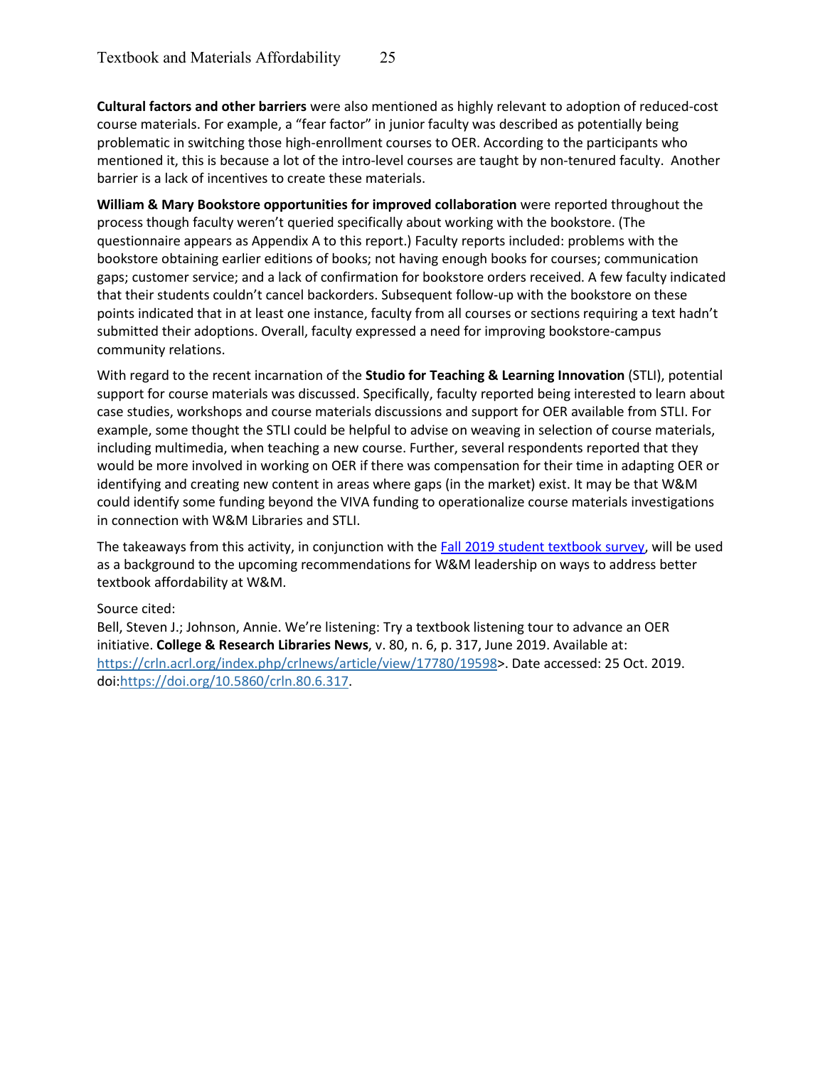**Cultural factors and other barriers** were also mentioned as highly relevant to adoption of reduced-cost course materials. For example, a "fear factor" in junior faculty was described as potentially being problematic in switching those high-enrollment courses to OER. According to the participants who mentioned it, this is because a lot of the intro-level courses are taught by non-tenured faculty. Another barrier is a lack of incentives to create these materials.

**William & Mary Bookstore opportunities for improved collaboration** were reported throughout the process though faculty weren't queried specifically about working with the bookstore. (The questionnaire appears as Appendix A to this report.) Faculty reports included: problems with the bookstore obtaining earlier editions of books; not having enough books for courses; communication gaps; customer service; and a lack of confirmation for bookstore orders received. A few faculty indicated that their students couldn't cancel backorders. Subsequent follow-up with the bookstore on these points indicated that in at least one instance, faculty from all courses or sections requiring a text hadn't submitted their adoptions. Overall, faculty expressed a need for improving bookstore-campus community relations.

With regard to the recent incarnation of the **Studio for Teaching & Learning Innovation** (STLI), potential support for course materials was discussed. Specifically, faculty reported being interested to learn about case studies, workshops and course materials discussions and support for OER available from STLI. For example, some thought the STLI could be helpful to advise on weaving in selection of course materials, including multimedia, when teaching a new course. Further, several respondents reported that they would be more involved in working on OER if there was compensation for their time in adapting OER or identifying and creating new content in areas where gaps (in the market) exist. It may be that W&M could identify some funding beyond the VIVA funding to operationalize course materials investigations in connection with W&M Libraries and STLI.

The takeaways from this activity, in conjunction with the Fall 2019 student textbook survey, will be used as a background to the upcoming recommendations for W&M leadership on ways to address better textbook affordability at W&M.

Source cited:
Bell, Steven J.; Johnson, Annie. We're listening: Try a textbook listening tour to advance an OER initiative. **College & Research Libraries News**, v. 80, n. 6, p. 317, June 2019. Available at: https://crln.acrl.org/index.php/crlnews/article/view/17780/19598>. Date accessed: 25 Oct. 2019. doi:https://doi.org/10.5860/crln.80.6.317.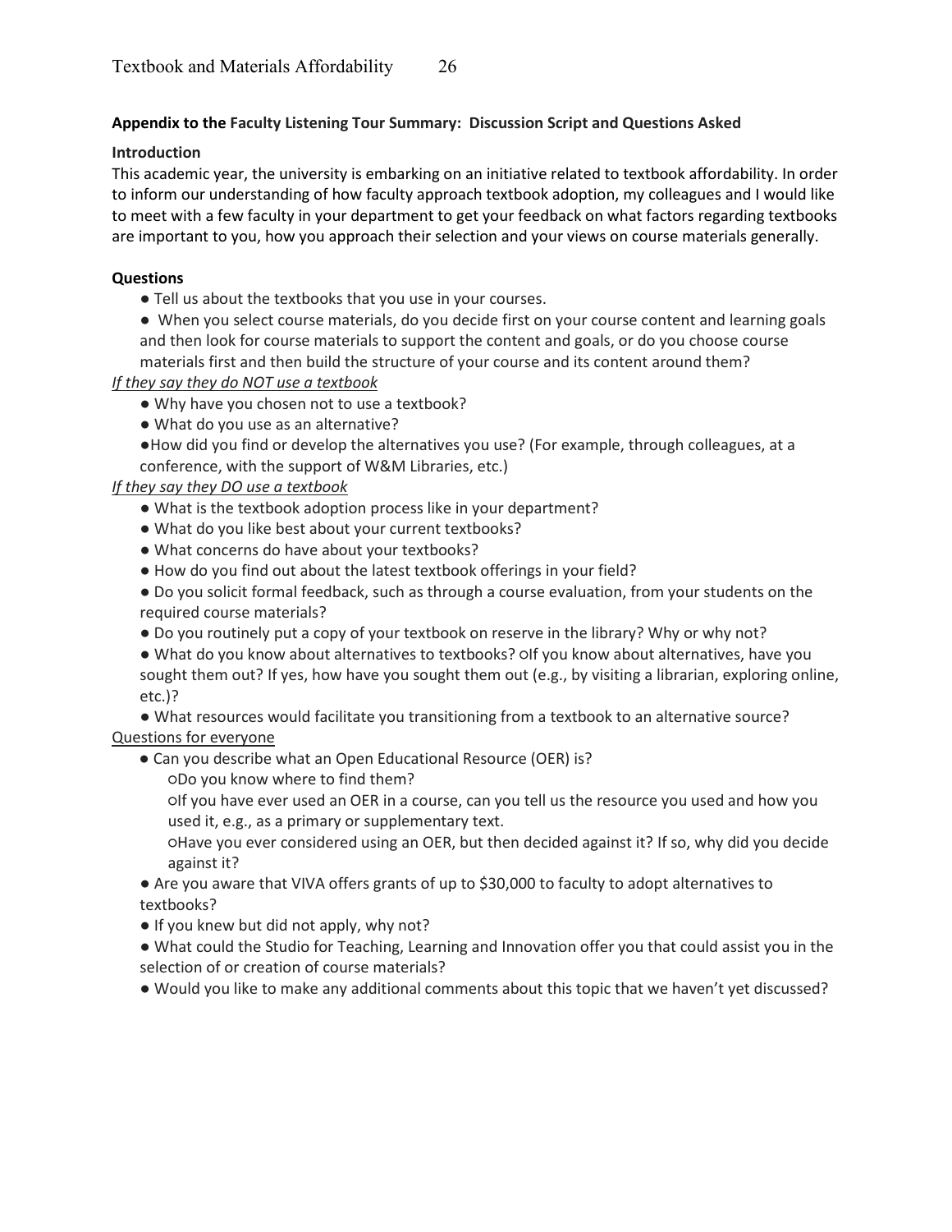**Appendix to the Faculty Listening Tour Summary: Discussion Script and Questions Asked**

**Introduction**

This academic year, the university is embarking on an initiative related to textbook affordability. In order to inform our understanding of how faculty approach textbook adoption, my colleagues and I would like to meet with a few faculty in your department to get your feedback on what factors regarding textbooks are important to you, how you approach their selection and your views on course materials generally.

**Questions**

- Tell us about the textbooks that you use in your courses.
- When you select course materials, do you decide first on your course content and learning goals and then look for course materials to support the content and goals, or do you choose course materials first and then build the structure of your course and its content around them?

*If they say they do NOT use a textbook*

- Why have you chosen not to use a textbook?
- What do you use as an alternative?
- How did you find or develop the alternatives you use? (For example, through colleagues, at a conference, with the support of W&M Libraries, etc.)

*If they say they DO use a textbook*

- What is the textbook adoption process like in your department?
- What do you like best about your current textbooks?
- What concerns do have about your textbooks?
- How do you find out about the latest textbook offerings in your field?
- Do you solicit formal feedback, such as through a course evaluation, from your students on the required course materials?
- Do you routinely put a copy of your textbook on reserve in the library? Why or why not?
- What do you know about alternatives to textbooks? ○If you know about alternatives, have you sought them out? If yes, how have you sought them out (e.g., by visiting a librarian, exploring online, etc.)?
- What resources would facilitate you transitioning from a textbook to an alternative source?

Questions for everyone

- Can you describe what an Open Educational Resource (OER) is?
  - Do you know where to find them?
  - If you have ever used an OER in a course, can you tell us the resource you used and how you used it, e.g., as a primary or supplementary text.
  - Have you ever considered using an OER, but then decided against it? If so, why did you decide against it?
- Are you aware that VIVA offers grants of up to $30,000 to faculty to adopt alternatives to textbooks?
- If you knew but did not apply, why not?
- What could the Studio for Teaching, Learning and Innovation offer you that could assist you in the selection of or creation of course materials?
- Would you like to make any additional comments about this topic that we haven't yet discussed?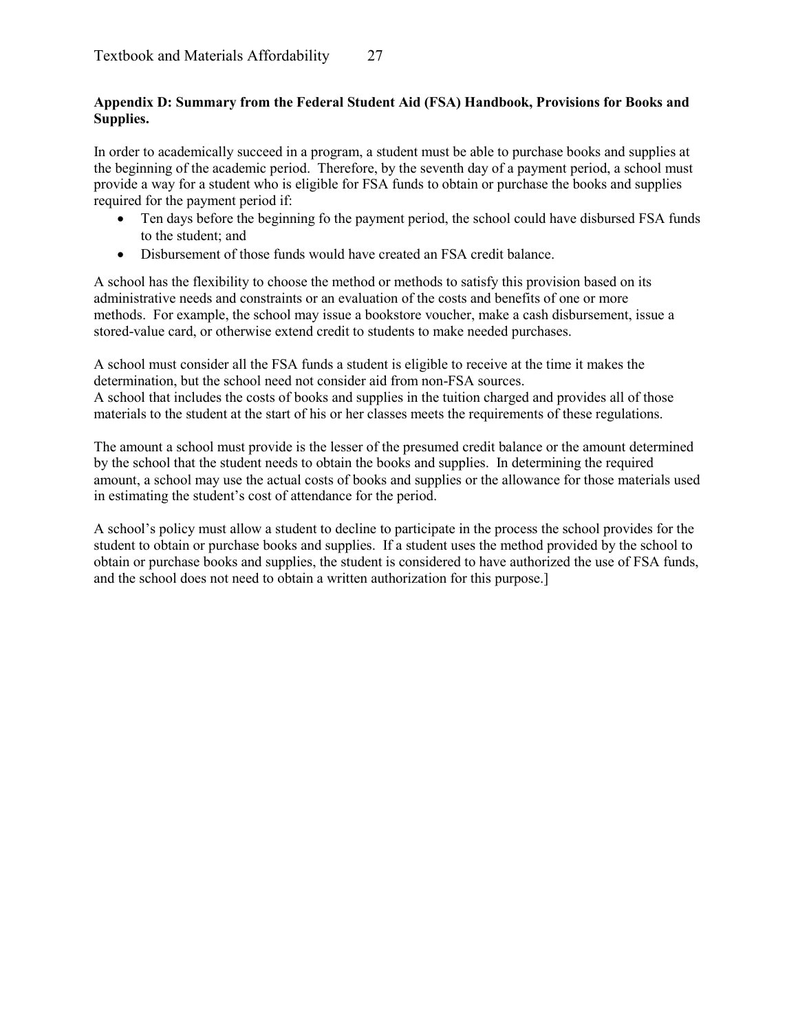**Appendix D: Summary from the Federal Student Aid (FSA) Handbook, Provisions for Books and Supplies.**

In order to academically succeed in a program, a student must be able to purchase books and supplies at the beginning of the academic period. Therefore, by the seventh day of a payment period, a school must provide a way for a student who is eligible for FSA funds to obtain or purchase the books and supplies required for the payment period if:

- Ten days before the beginning fo the payment period, the school could have disbursed FSA funds to the student; and
- Disbursement of those funds would have created an FSA credit balance.

A school has the flexibility to choose the method or methods to satisfy this provision based on its administrative needs and constraints or an evaluation of the costs and benefits of one or more methods. For example, the school may issue a bookstore voucher, make a cash disbursement, issue a stored-value card, or otherwise extend credit to students to make needed purchases.

A school must consider all the FSA funds a student is eligible to receive at the time it makes the determination, but the school need not consider aid from non-FSA sources.
A school that includes the costs of books and supplies in the tuition charged and provides all of those materials to the student at the start of his or her classes meets the requirements of these regulations.

The amount a school must provide is the lesser of the presumed credit balance or the amount determined by the school that the student needs to obtain the books and supplies. In determining the required amount, a school may use the actual costs of books and supplies or the allowance for those materials used in estimating the student's cost of attendance for the period.

A school's policy must allow a student to decline to participate in the process the school provides for the student to obtain or purchase books and supplies. If a student uses the method provided by the school to obtain or purchase books and supplies, the student is considered to have authorized the use of FSA funds, and the school does not need to obtain a written authorization for this purpose.]